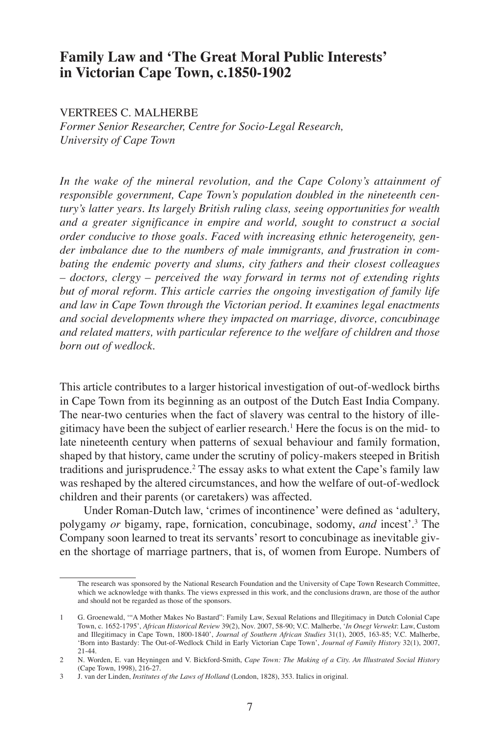# Family Law and 'The Great Moral Public Interests' in Victorian Cape Town, c.1850-1902

VERTREES C. MALHERBE

*Former Senior Researcher, Centre for Socio-Legal Research, University of Cape Town*

*In the wake of the mineral revolution, and the Cape Colony's attainment of responsible government, Cape Town's population doubled in the nineteenth century's latter years. Its largely British ruling class, seeing opportunities for wealth and a greater significance in empire and world, sought to construct a social order conducive to those goals. Faced with increasing ethnic heterogeneity, gender imbalance due to the numbers of male immigrants, and frustration in combating the endemic poverty and slums, city fathers and their closest colleagues – doctors, clergy – perceived the way forward in terms not of extending rights but of moral reform. This article carries the ongoing investigation of family life and law in Cape Town through the Victorian period. It examines legal enactments and social developments where they impacted on marriage, divorce, concubinage and related matters, with particular reference to the welfare of children and those born out of wedlock.*

This article contributes to a larger historical investigation of out-of-wedlock births in Cape Town from its beginning as an outpost of the Dutch East India Company. The near-two centuries when the fact of slavery was central to the history of illegitimacy have been the subject of earlier research.[1] Here the focus is on the mid- to late nineteenth century when patterns of sexual behaviour and family formation, shaped by that history, came under the scrutiny of policy-makers steeped in British traditions and jurisprudence.[2] The essay asks to what extent the Cape's family law was reshaped by the altered circumstances, and how the welfare of out-of-wedlock children and their parents (or caretakers) was affected.

Under Roman-Dutch law, 'crimes of incontinence' were defined as 'adultery, polygamy *or* bigamy, rape, fornication, concubinage, sodomy, *and* incest'.[3] The Company soon learned to treat its servants' resort to concubinage as inevitable given the shortage of marriage partners, that is, of women from Europe. Numbers of

---

The research was sponsored by the National Research Foundation and the University of Cape Town Research Committee, which we acknowledge with thanks. The views expressed in this work, and the conclusions drawn, are those of the author and should not be regarded as those of the sponsors.

1 G. Groenewald, '"A Mother Makes No Bastard": Family Law, Sexual Relations and Illegitimacy in Dutch Colonial Cape Town, c. 1652-1795', *African Historical Review* 39(2), Nov. 2007, 58-90; V.C. Malherbe, '*In Onegt Verwekt*: Law, Custom and Illegitimacy in Cape Town, 1800-1840', *Journal of Southern African Studies* 31(1), 2005, 163-85; V.C. Malherbe, 'Born into Bastardy: The Out-of-Wedlock Child in Early Victorian Cape Town', *Journal of Family History* 32(1), 2007, 21-44.

2 N. Worden, E. van Heyningen and V. Bickford-Smith, *Cape Town: The Making of a City. An Illustrated Social History* (Cape Town, 1998), 216-27.

3 J. van der Linden, *Institutes of the Laws of Holland* (London, 1828), 353. Italics in original.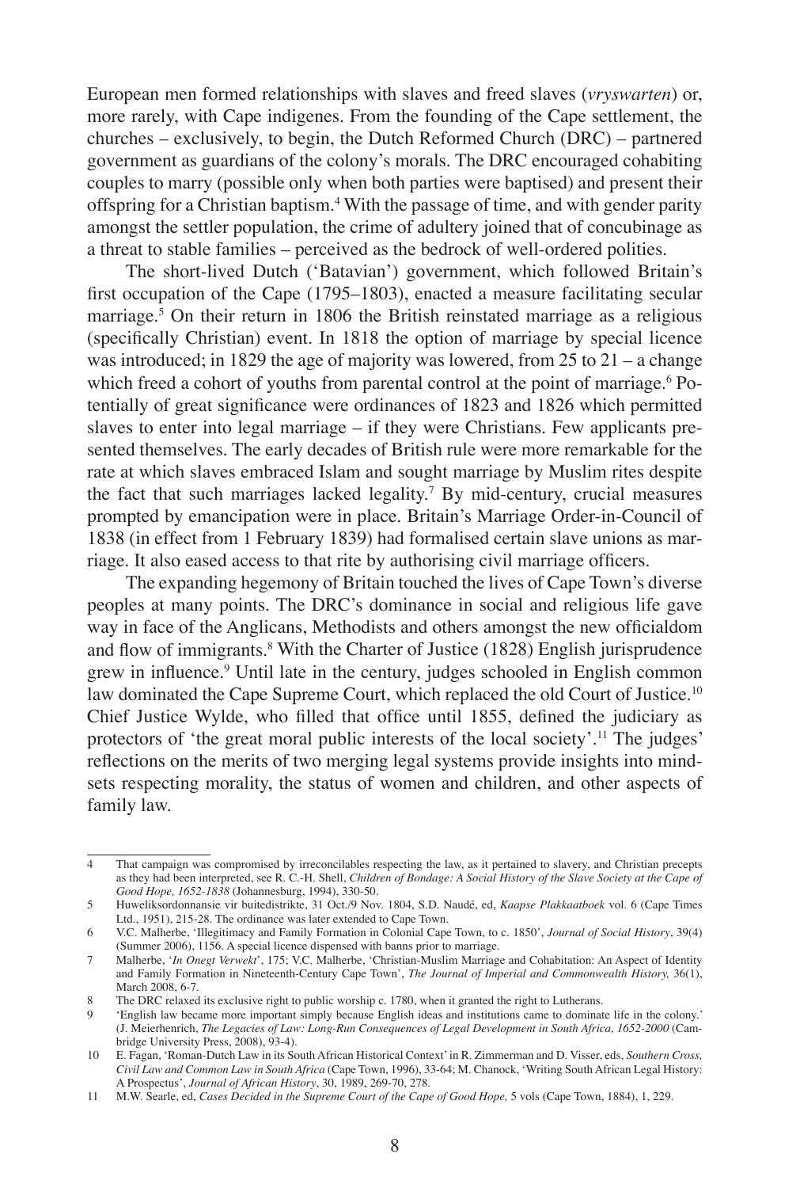European men formed relationships with slaves and freed slaves (*vryswarten*) or, more rarely, with Cape indigenes. From the founding of the Cape settlement, the churches – exclusively, to begin, the Dutch Reformed Church (DRC) – partnered government as guardians of the colony's morals. The DRC encouraged cohabiting couples to marry (possible only when both parties were baptised) and present their offspring for a Christian baptism.[4] With the passage of time, and with gender parity amongst the settler population, the crime of adultery joined that of concubinage as a threat to stable families – perceived as the bedrock of well-ordered polities.

The short-lived Dutch ('Batavian') government, which followed Britain's first occupation of the Cape (1795–1803), enacted a measure facilitating secular marriage.[5] On their return in 1806 the British reinstated marriage as a religious (specifically Christian) event. In 1818 the option of marriage by special licence was introduced; in 1829 the age of majority was lowered, from 25 to 21 – a change which freed a cohort of youths from parental control at the point of marriage.[6] Potentially of great significance were ordinances of 1823 and 1826 which permitted slaves to enter into legal marriage – if they were Christians. Few applicants presented themselves. The early decades of British rule were more remarkable for the rate at which slaves embraced Islam and sought marriage by Muslim rites despite the fact that such marriages lacked legality.[7] By mid-century, crucial measures prompted by emancipation were in place. Britain's Marriage Order-in-Council of 1838 (in effect from 1 February 1839) had formalised certain slave unions as marriage. It also eased access to that rite by authorising civil marriage officers.

The expanding hegemony of Britain touched the lives of Cape Town's diverse peoples at many points. The DRC's dominance in social and religious life gave way in face of the Anglicans, Methodists and others amongst the new officialdom and flow of immigrants.[8] With the Charter of Justice (1828) English jurisprudence grew in influence.[9] Until late in the century, judges schooled in English common law dominated the Cape Supreme Court, which replaced the old Court of Justice.[10] Chief Justice Wylde, who filled that office until 1855, defined the judiciary as protectors of 'the great moral public interests of the local society'.[11] The judges' reflections on the merits of two merging legal systems provide insights into mindsets respecting morality, the status of women and children, and other aspects of family law.

---

4 That campaign was compromised by irreconcilables respecting the law, as it pertained to slavery, and Christian precepts as they had been interpreted, see R. C.-H. Shell, *Children of Bondage: A Social History of the Slave Society at the Cape of Good Hope, 1652-1838* (Johannesburg, 1994), 330-50.

5 Huweliksordonnansie vir buitedistrikte, 31 Oct./9 Nov. 1804, S.D. Naudé, ed, *Kaapse Plakkaatboek* vol. 6 (Cape Times Ltd., 1951), 215-28. The ordinance was later extended to Cape Town.

6 V.C. Malherbe, 'Illegitimacy and Family Formation in Colonial Cape Town, to c. 1850', *Journal of Social History*, 39(4) (Summer 2006), 1156. A special licence dispensed with banns prior to marriage.

7 Malherbe, '*In Onegt Verwekt*', 175; V.C. Malherbe, 'Christian-Muslim Marriage and Cohabitation: An Aspect of Identity and Family Formation in Nineteenth-Century Cape Town', *The Journal of Imperial and Commonwealth History,* 36(1), March 2008, 6-7.

8 The DRC relaxed its exclusive right to public worship c. 1780, when it granted the right to Lutherans.

9 'English law became more important simply because English ideas and institutions came to dominate life in the colony.' (J. Meierhenrich, *The Legacies of Law: Long-Run Consequences of Legal Development in South Africa, 1652-2000* (Cambridge University Press, 2008), 93-4).

10 E. Fagan, 'Roman-Dutch Law in its South African Historical Context' in R. Zimmerman and D. Visser, eds, *Southern Cross, Civil Law and Common Law in South Africa* (Cape Town, 1996), 33-64; M. Chanock, 'Writing South African Legal History: A Prospectus', *Journal of African History*, 30, 1989, 269-70, 278.

11 M.W. Searle, ed, *Cases Decided in the Supreme Court of the Cape of Good Hope,* 5 vols (Cape Town, 1884), 1, 229.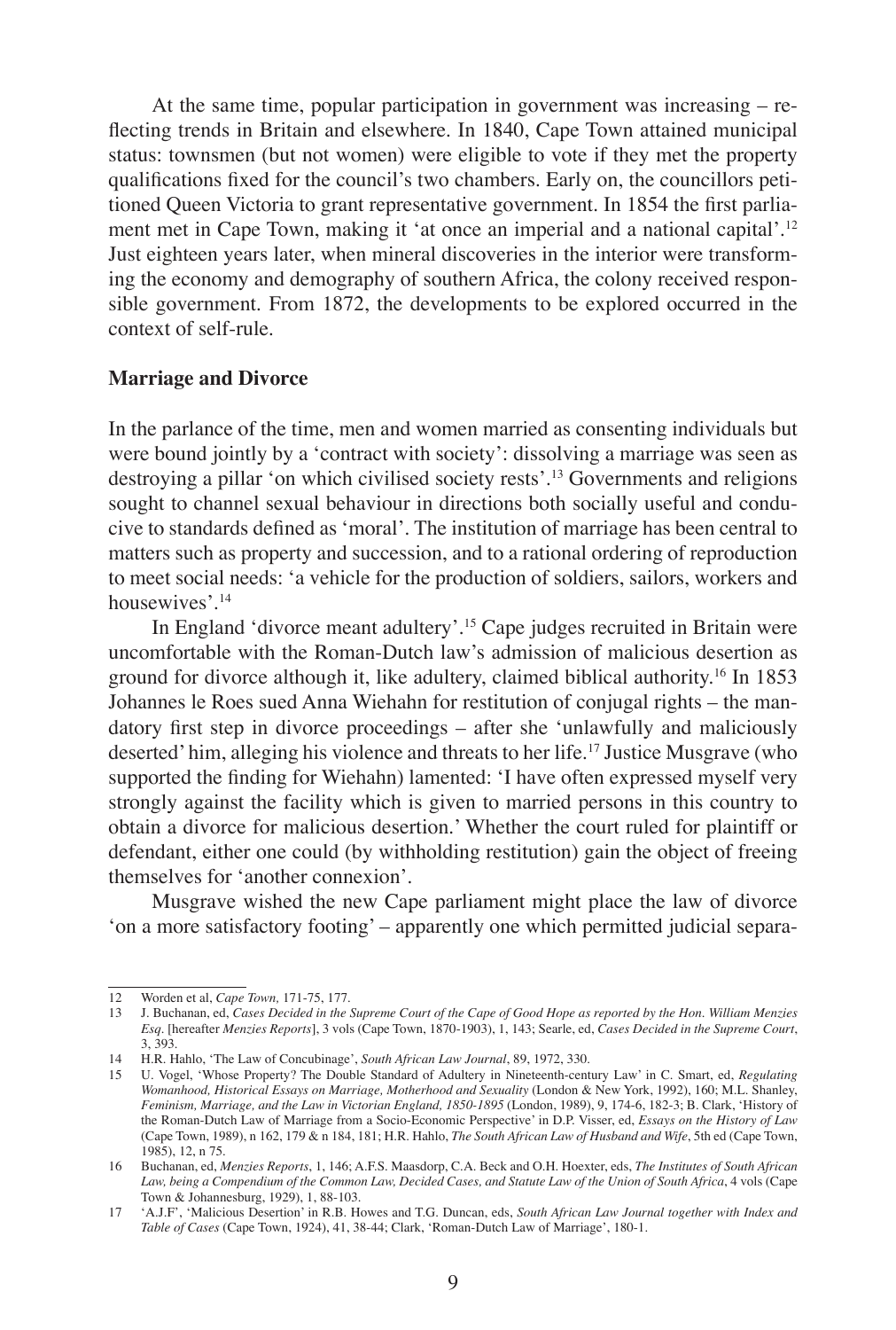At the same time, popular participation in government was increasing – reflecting trends in Britain and elsewhere. In 1840, Cape Town attained municipal status: townsmen (but not women) were eligible to vote if they met the property qualifications fixed for the council's two chambers. Early on, the councillors petitioned Queen Victoria to grant representative government. In 1854 the first parliament met in Cape Town, making it 'at once an imperial and a national capital'.[12] Just eighteen years later, when mineral discoveries in the interior were transforming the economy and demography of southern Africa, the colony received responsible government. From 1872, the developments to be explored occurred in the context of self-rule.

## Marriage and Divorce

In the parlance of the time, men and women married as consenting individuals but were bound jointly by a 'contract with society': dissolving a marriage was seen as destroying a pillar 'on which civilised society rests'.[13] Governments and religions sought to channel sexual behaviour in directions both socially useful and conducive to standards defined as 'moral'. The institution of marriage has been central to matters such as property and succession, and to a rational ordering of reproduction to meet social needs: 'a vehicle for the production of soldiers, sailors, workers and housewives'.[14]

In England 'divorce meant adultery'.[15] Cape judges recruited in Britain were uncomfortable with the Roman-Dutch law's admission of malicious desertion as ground for divorce although it, like adultery, claimed biblical authority.[16] In 1853 Johannes le Roes sued Anna Wiehahn for restitution of conjugal rights – the mandatory first step in divorce proceedings – after she 'unlawfully and maliciously deserted' him, alleging his violence and threats to her life.[17] Justice Musgrave (who supported the finding for Wiehahn) lamented: 'I have often expressed myself very strongly against the facility which is given to married persons in this country to obtain a divorce for malicious desertion.' Whether the court ruled for plaintiff or defendant, either one could (by withholding restitution) gain the object of freeing themselves for 'another connexion'.

Musgrave wished the new Cape parliament might place the law of divorce 'on a more satisfactory footing' – apparently one which permitted judicial separa-

---

12 Worden et al, *Cape Town,* 171-75, 177.

13 J. Buchanan, ed, *Cases Decided in the Supreme Court of the Cape of Good Hope as reported by the Hon. William Menzies Esq.* [hereafter *Menzies Reports*], 3 vols (Cape Town, 1870-1903), 1, 143; Searle, ed, *Cases Decided in the Supreme Court*, 3, 393.

14 H.R. Hahlo, 'The Law of Concubinage', *South African Law Journal*, 89, 1972, 330.

15 U. Vogel, 'Whose Property? The Double Standard of Adultery in Nineteenth-century Law' in C. Smart, ed, *Regulating Womanhood, Historical Essays on Marriage, Motherhood and Sexuality* (London & New York, 1992), 160; M.L. Shanley, *Feminism, Marriage, and the Law in Victorian England, 1850-1895* (London, 1989), 9, 174-6, 182-3; B. Clark, 'History of the Roman-Dutch Law of Marriage from a Socio-Economic Perspective' in D.P. Visser, ed, *Essays on the History of Law* (Cape Town, 1989), n 162, 179 & n 184, 181; H.R. Hahlo, *The South African Law of Husband and Wife*, 5th ed (Cape Town, 1985), 12, n 75.

16 Buchanan, ed, *Menzies Reports*, 1, 146; A.F.S. Maasdorp, C.A. Beck and O.H. Hoexter, eds, *The Institutes of South African Law, being a Compendium of the Common Law, Decided Cases, and Statute Law of the Union of South Africa*, 4 vols (Cape Town & Johannesburg, 1929), 1, 88-103.

17 'A.J.F', 'Malicious Desertion' in R.B. Howes and T.G. Duncan, eds, *South African Law Journal together with Index and Table of Cases* (Cape Town, 1924), 41, 38-44; Clark, 'Roman-Dutch Law of Marriage', 180-1.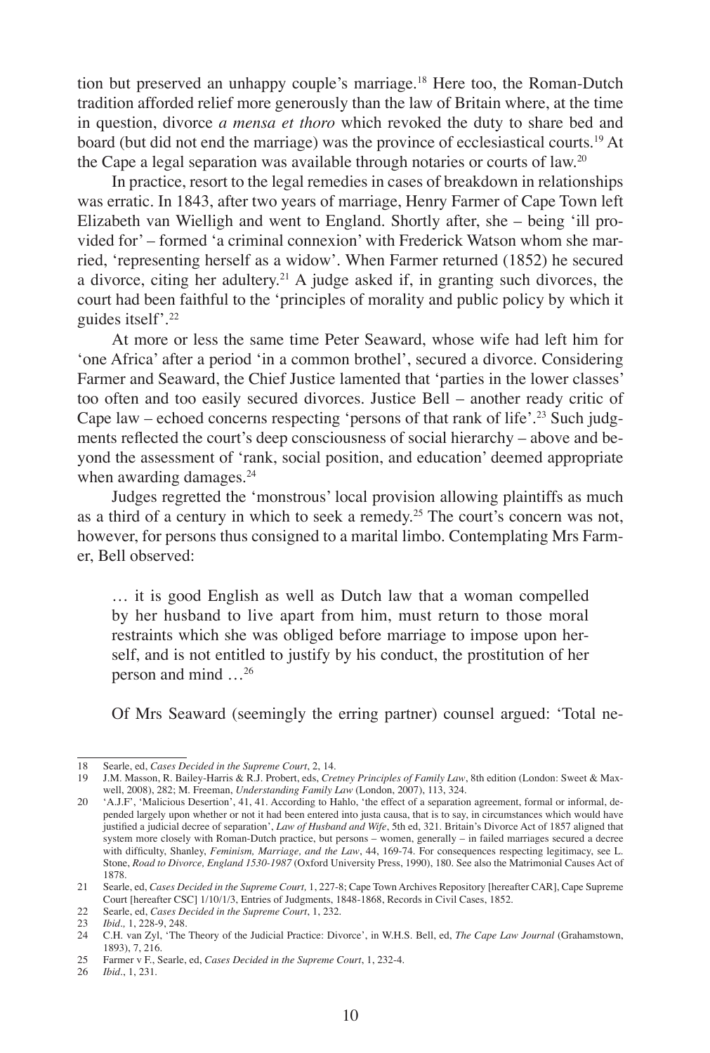tion but preserved an unhappy couple's marriage.[18] Here too, the Roman-Dutch tradition afforded relief more generously than the law of Britain where, at the time in question, divorce *a mensa et thoro* which revoked the duty to share bed and board (but did not end the marriage) was the province of ecclesiastical courts.[19] At the Cape a legal separation was available through notaries or courts of law.[20]

In practice, resort to the legal remedies in cases of breakdown in relationships was erratic. In 1843, after two years of marriage, Henry Farmer of Cape Town left Elizabeth van Wielligh and went to England. Shortly after, she – being 'ill provided for' – formed 'a criminal connexion' with Frederick Watson whom she married, 'representing herself as a widow'. When Farmer returned (1852) he secured a divorce, citing her adultery.[21] A judge asked if, in granting such divorces, the court had been faithful to the 'principles of morality and public policy by which it guides itself'.[22]

At more or less the same time Peter Seaward, whose wife had left him for 'one Africa' after a period 'in a common brothel', secured a divorce. Considering Farmer and Seaward, the Chief Justice lamented that 'parties in the lower classes' too often and too easily secured divorces. Justice Bell – another ready critic of Cape law – echoed concerns respecting 'persons of that rank of life'.[23] Such judgments reflected the court's deep consciousness of social hierarchy – above and beyond the assessment of 'rank, social position, and education' deemed appropriate when awarding damages.[24]

Judges regretted the 'monstrous' local provision allowing plaintiffs as much as a third of a century in which to seek a remedy.[25] The court's concern was not, however, for persons thus consigned to a marital limbo. Contemplating Mrs Farmer, Bell observed:

> … it is good English as well as Dutch law that a woman compelled by her husband to live apart from him, must return to those moral restraints which she was obliged before marriage to impose upon herself, and is not entitled to justify by his conduct, the prostitution of her person and mind …[26]

Of Mrs Seaward (seemingly the erring partner) counsel argued: 'Total ne-

---

18 Searle, ed, *Cases Decided in the Supreme Court*, 2, 14.

19 J.M. Masson, R. Bailey-Harris & R.J. Probert, eds, *Cretney Principles of Family Law*, 8th edition (London: Sweet & Maxwell, 2008), 282; M. Freeman, *Understanding Family Law* (London, 2007), 113, 324.

20 'A.J.F', 'Malicious Desertion', 41, 41. According to Hahlo, 'the effect of a separation agreement, formal or informal, depended largely upon whether or not it had been entered into justa causa, that is to say, in circumstances which would have justified a judicial decree of separation', *Law of Husband and Wife*, 5th ed, 321. Britain's Divorce Act of 1857 aligned that system more closely with Roman-Dutch practice, but persons – women, generally – in failed marriages secured a decree with difficulty, Shanley, *Feminism, Marriage, and the Law*, 44, 169-74. For consequences respecting legitimacy, see L. Stone, *Road to Divorce, England 1530-1987* (Oxford University Press, 1990), 180. See also the Matrimonial Causes Act of 1878.

21 Searle, ed, *Cases Decided in the Supreme Court,* 1, 227-8; Cape Town Archives Repository [hereafter CAR], Cape Supreme Court [hereafter CSC] 1/10/1/3, Entries of Judgments, 1848-1868, Records in Civil Cases, 1852.

22 Searle, ed, *Cases Decided in the Supreme Court*, 1, 232.

23 *Ibid.,* 1, 228-9, 248.

24 C.H. van Zyl, 'The Theory of the Judicial Practice: Divorce', in W.H.S. Bell, ed, *The Cape Law Journal* (Grahamstown, 1893), 7, 216.

25 Farmer v F., Searle, ed, *Cases Decided in the Supreme Court*, 1, 232-4.

26 *Ibid*., 1, 231.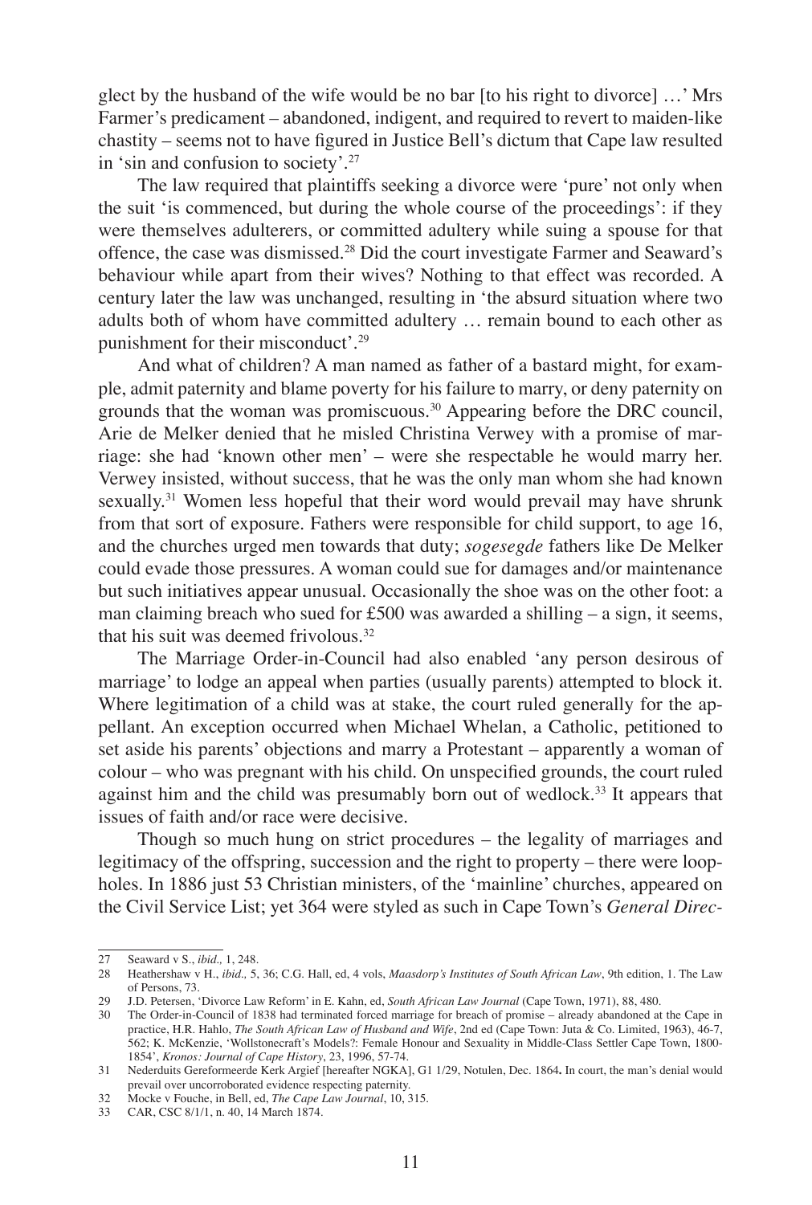glect by the husband of the wife would be no bar [to his right to divorce] …' Mrs Farmer's predicament – abandoned, indigent, and required to revert to maiden-like chastity – seems not to have figured in Justice Bell's dictum that Cape law resulted in 'sin and confusion to society'.[27]

The law required that plaintiffs seeking a divorce were 'pure' not only when the suit 'is commenced, but during the whole course of the proceedings': if they were themselves adulterers, or committed adultery while suing a spouse for that offence, the case was dismissed.[28] Did the court investigate Farmer and Seaward's behaviour while apart from their wives? Nothing to that effect was recorded. A century later the law was unchanged, resulting in 'the absurd situation where two adults both of whom have committed adultery … remain bound to each other as punishment for their misconduct'.[29]

And what of children? A man named as father of a bastard might, for example, admit paternity and blame poverty for his failure to marry, or deny paternity on grounds that the woman was promiscuous.[30] Appearing before the DRC council, Arie de Melker denied that he misled Christina Verwey with a promise of marriage: she had 'known other men' – were she respectable he would marry her. Verwey insisted, without success, that he was the only man whom she had known sexually.[31] Women less hopeful that their word would prevail may have shrunk from that sort of exposure. Fathers were responsible for child support, to age 16, and the churches urged men towards that duty; *sogesegde* fathers like De Melker could evade those pressures. A woman could sue for damages and/or maintenance but such initiatives appear unusual. Occasionally the shoe was on the other foot: a man claiming breach who sued for £500 was awarded a shilling – a sign, it seems, that his suit was deemed frivolous.[32]

The Marriage Order-in-Council had also enabled 'any person desirous of marriage' to lodge an appeal when parties (usually parents) attempted to block it. Where legitimation of a child was at stake, the court ruled generally for the appellant. An exception occurred when Michael Whelan, a Catholic, petitioned to set aside his parents' objections and marry a Protestant – apparently a woman of colour – who was pregnant with his child. On unspecified grounds, the court ruled against him and the child was presumably born out of wedlock.[33] It appears that issues of faith and/or race were decisive.

Though so much hung on strict procedures – the legality of marriages and legitimacy of the offspring, succession and the right to property – there were loopholes. In 1886 just 53 Christian ministers, of the 'mainline' churches, appeared on the Civil Service List; yet 364 were styled as such in Cape Town's *General Direc-*

---

27 Seaward v S., *ibid.,* 1, 248.

28 Heathershaw v H., *ibid.,* 5, 36; C.G. Hall, ed, 4 vols, *Maasdorp's Institutes of South African Law*, 9th edition, 1. The Law of Persons, 73.

29 J.D. Petersen, 'Divorce Law Reform' in E. Kahn, ed, *South African Law Journal* (Cape Town, 1971), 88, 480.

30 The Order-in-Council of 1838 had terminated forced marriage for breach of promise – already abandoned at the Cape in practice, H.R. Hahlo, *The South African Law of Husband and Wife*, 2nd ed (Cape Town: Juta & Co. Limited, 1963), 46-7, 562; K. McKenzie, 'Wollstonecraft's Models?: Female Honour and Sexuality in Middle-Class Settler Cape Town, 1800-1854', *Kronos: Journal of Cape History*, 23, 1996, 57-74.

31 Nederduits Gereformeerde Kerk Argief [hereafter NGKA], G1 1/29, Notulen, Dec. 1864**.** In court, the man's denial would prevail over uncorroborated evidence respecting paternity.

32 Mocke v Fouche, in Bell, ed, *The Cape Law Journal*, 10, 315.

33 CAR, CSC 8/1/1, n. 40, 14 March 1874.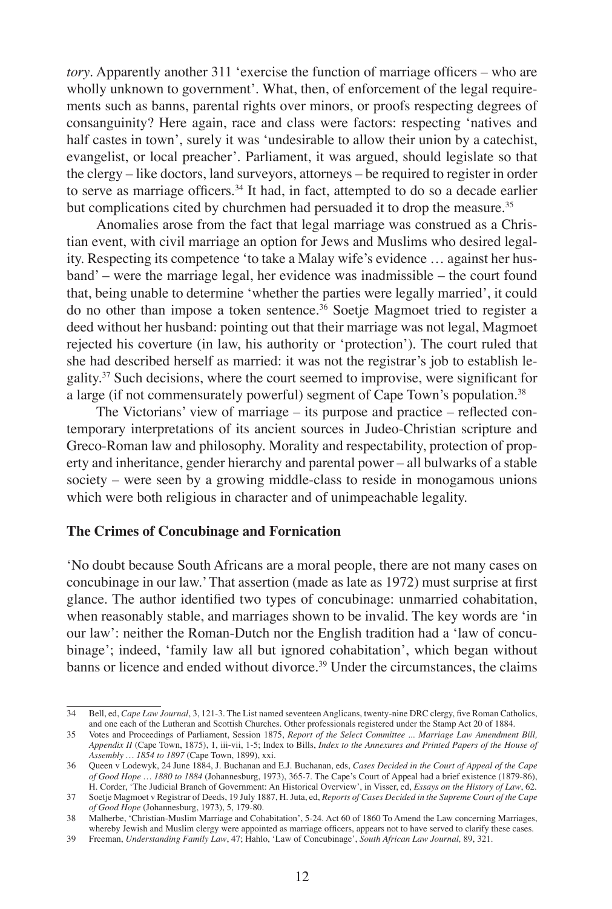*tory*. Apparently another 311 'exercise the function of marriage officers – who are wholly unknown to government'. What, then, of enforcement of the legal requirements such as banns, parental rights over minors, or proofs respecting degrees of consanguinity? Here again, race and class were factors: respecting 'natives and half castes in town', surely it was 'undesirable to allow their union by a catechist, evangelist, or local preacher'. Parliament, it was argued, should legislate so that the clergy – like doctors, land surveyors, attorneys – be required to register in order to serve as marriage officers.[34] It had, in fact, attempted to do so a decade earlier but complications cited by churchmen had persuaded it to drop the measure.[35]

Anomalies arose from the fact that legal marriage was construed as a Christian event, with civil marriage an option for Jews and Muslims who desired legality. Respecting its competence 'to take a Malay wife's evidence … against her husband' – were the marriage legal, her evidence was inadmissible – the court found that, being unable to determine 'whether the parties were legally married', it could do no other than impose a token sentence.[36] Soetje Magmoet tried to register a deed without her husband: pointing out that their marriage was not legal, Magmoet rejected his coverture (in law, his authority or 'protection'). The court ruled that she had described herself as married: it was not the registrar's job to establish legality.[37] Such decisions, where the court seemed to improvise, were significant for a large (if not commensurately powerful) segment of Cape Town's population.[38]

The Victorians' view of marriage – its purpose and practice – reflected contemporary interpretations of its ancient sources in Judeo-Christian scripture and Greco-Roman law and philosophy. Morality and respectability, protection of property and inheritance, gender hierarchy and parental power – all bulwarks of a stable society – were seen by a growing middle-class to reside in monogamous unions which were both religious in character and of unimpeachable legality.

### The Crimes of Concubinage and Fornication

'No doubt because South Africans are a moral people, there are not many cases on concubinage in our law.' That assertion (made as late as 1972) must surprise at first glance. The author identified two types of concubinage: unmarried cohabitation, when reasonably stable, and marriages shown to be invalid. The key words are 'in our law': neither the Roman-Dutch nor the English tradition had a 'law of concubinage'; indeed, 'family law all but ignored cohabitation', which began without banns or licence and ended without divorce.[39] Under the circumstances, the claims

---

34 Bell, ed, *Cape Law Journal*, 3, 121-3. The List named seventeen Anglicans, twenty-nine DRC clergy, five Roman Catholics, and one each of the Lutheran and Scottish Churches. Other professionals registered under the Stamp Act 20 of 1884.

35 Votes and Proceedings of Parliament, Session 1875, *Report of the Select Committee ... Marriage Law Amendment Bill, Appendix II* (Cape Town, 1875), 1, iii-vii, 1-5; Index to Bills, *Index to the Annexures and Printed Papers of the House of Assembly … 1854 to 1897* (Cape Town, 1899), xxi.

36 Queen v Lodewyk, 24 June 1884, J. Buchanan and E.J. Buchanan, eds, *Cases Decided in the Court of Appeal of the Cape of Good Hope … 1880 to 1884* (Johannesburg, 1973), 365-7. The Cape's Court of Appeal had a brief existence (1879-86), H. Corder, 'The Judicial Branch of Government: An Historical Overview', in Visser, ed, *Essays on the History of Law*, 62.

37 Soetje Magmoet v Registrar of Deeds, 19 July 1887, H. Juta, ed, *Reports of Cases Decided in the Supreme Court of the Cape of Good Hope* (Johannesburg, 1973), 5, 179-80.

38 Malherbe, 'Christian-Muslim Marriage and Cohabitation', 5-24. Act 60 of 1860 To Amend the Law concerning Marriages, whereby Jewish and Muslim clergy were appointed as marriage officers, appears not to have served to clarify these cases.

39 Freeman, *Understanding Family Law*, 47; Hahlo, 'Law of Concubinage', *South African Law Journal,* 89, 321.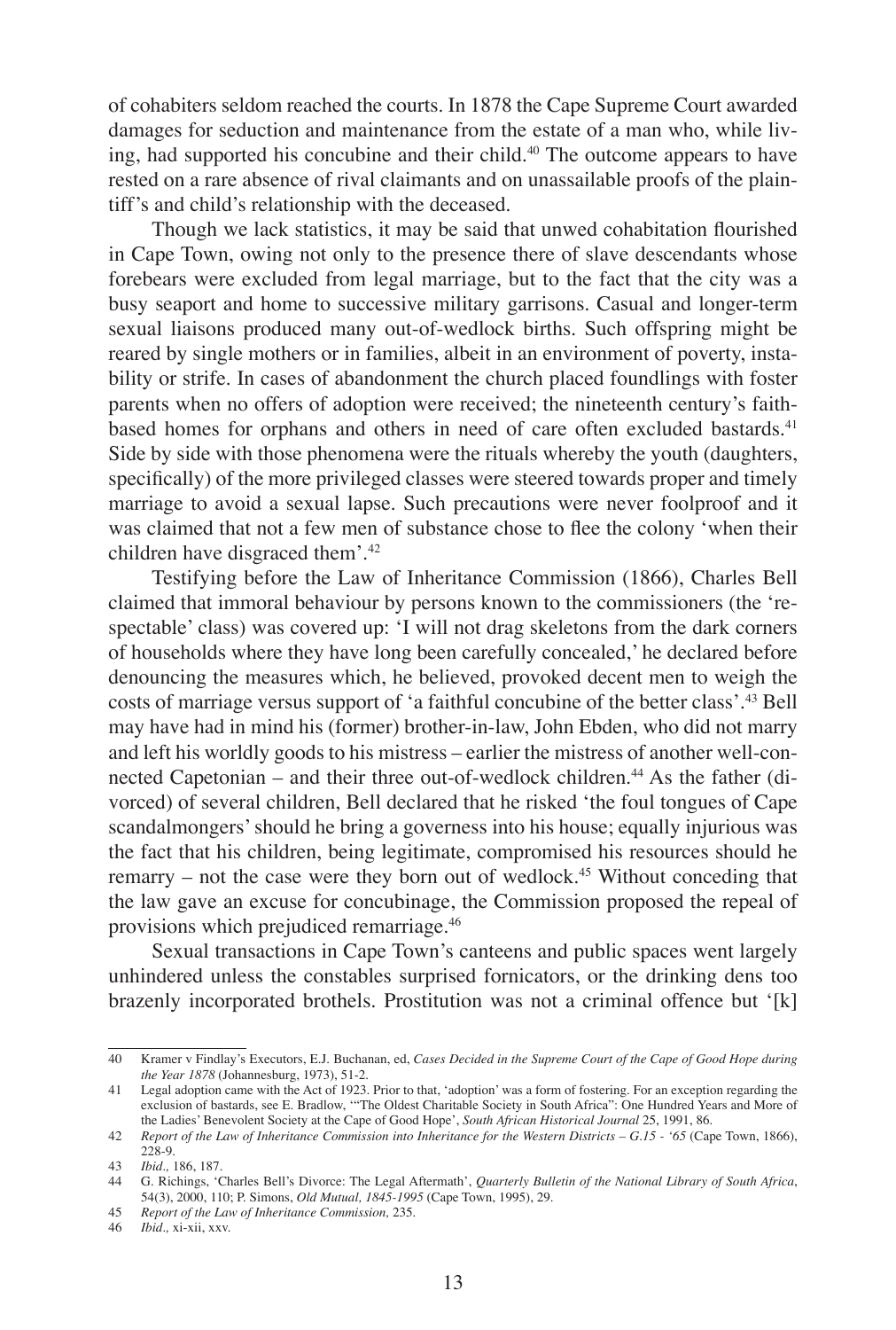of cohabiters seldom reached the courts. In 1878 the Cape Supreme Court awarded damages for seduction and maintenance from the estate of a man who, while living, had supported his concubine and their child.[40] The outcome appears to have rested on a rare absence of rival claimants and on unassailable proofs of the plaintiff's and child's relationship with the deceased.

Though we lack statistics, it may be said that unwed cohabitation flourished in Cape Town, owing not only to the presence there of slave descendants whose forebears were excluded from legal marriage, but to the fact that the city was a busy seaport and home to successive military garrisons. Casual and longer-term sexual liaisons produced many out-of-wedlock births. Such offspring might be reared by single mothers or in families, albeit in an environment of poverty, instability or strife. In cases of abandonment the church placed foundlings with foster parents when no offers of adoption were received; the nineteenth century's faith-based homes for orphans and others in need of care often excluded bastards.[41] Side by side with those phenomena were the rituals whereby the youth (daughters, specifically) of the more privileged classes were steered towards proper and timely marriage to avoid a sexual lapse. Such precautions were never foolproof and it was claimed that not a few men of substance chose to flee the colony 'when their children have disgraced them'.[42]

Testifying before the Law of Inheritance Commission (1866), Charles Bell claimed that immoral behaviour by persons known to the commissioners (the 'respectable' class) was covered up: 'I will not drag skeletons from the dark corners of households where they have long been carefully concealed,' he declared before denouncing the measures which, he believed, provoked decent men to weigh the costs of marriage versus support of 'a faithful concubine of the better class'.[43] Bell may have had in mind his (former) brother-in-law, John Ebden, who did not marry and left his worldly goods to his mistress – earlier the mistress of another well-connected Capetonian – and their three out-of-wedlock children.[44] As the father (divorced) of several children, Bell declared that he risked 'the foul tongues of Cape scandalmongers' should he bring a governess into his house; equally injurious was the fact that his children, being legitimate, compromised his resources should he remarry – not the case were they born out of wedlock.[45] Without conceding that the law gave an excuse for concubinage, the Commission proposed the repeal of provisions which prejudiced remarriage.[46]

Sexual transactions in Cape Town's canteens and public spaces went largely unhindered unless the constables surprised fornicators, or the drinking dens too brazenly incorporated brothels. Prostitution was not a criminal offence but '[k]

---

40 Kramer v Findlay's Executors, E.J. Buchanan, ed, *Cases Decided in the Supreme Court of the Cape of Good Hope during the Year 1878* (Johannesburg, 1973), 51-2.

41 Legal adoption came with the Act of 1923. Prior to that, 'adoption' was a form of fostering. For an exception regarding the exclusion of bastards, see E. Bradlow, '"The Oldest Charitable Society in South Africa": One Hundred Years and More of the Ladies' Benevolent Society at the Cape of Good Hope', *South African Historical Journal* 25, 1991, 86.

42 *Report of the Law of Inheritance Commission into Inheritance for the Western Districts – G.15 - '65* (Cape Town, 1866), 228-9.

43 *Ibid.,* 186, 187.

44 G. Richings, 'Charles Bell's Divorce: The Legal Aftermath', *Quarterly Bulletin of the National Library of South Africa*, 54(3), 2000, 110; P. Simons, *Old Mutual, 1845-1995* (Cape Town, 1995), 29.

45 *Report of the Law of Inheritance Commission,* 235.

46 *Ibid.,* xi-xii, xxv.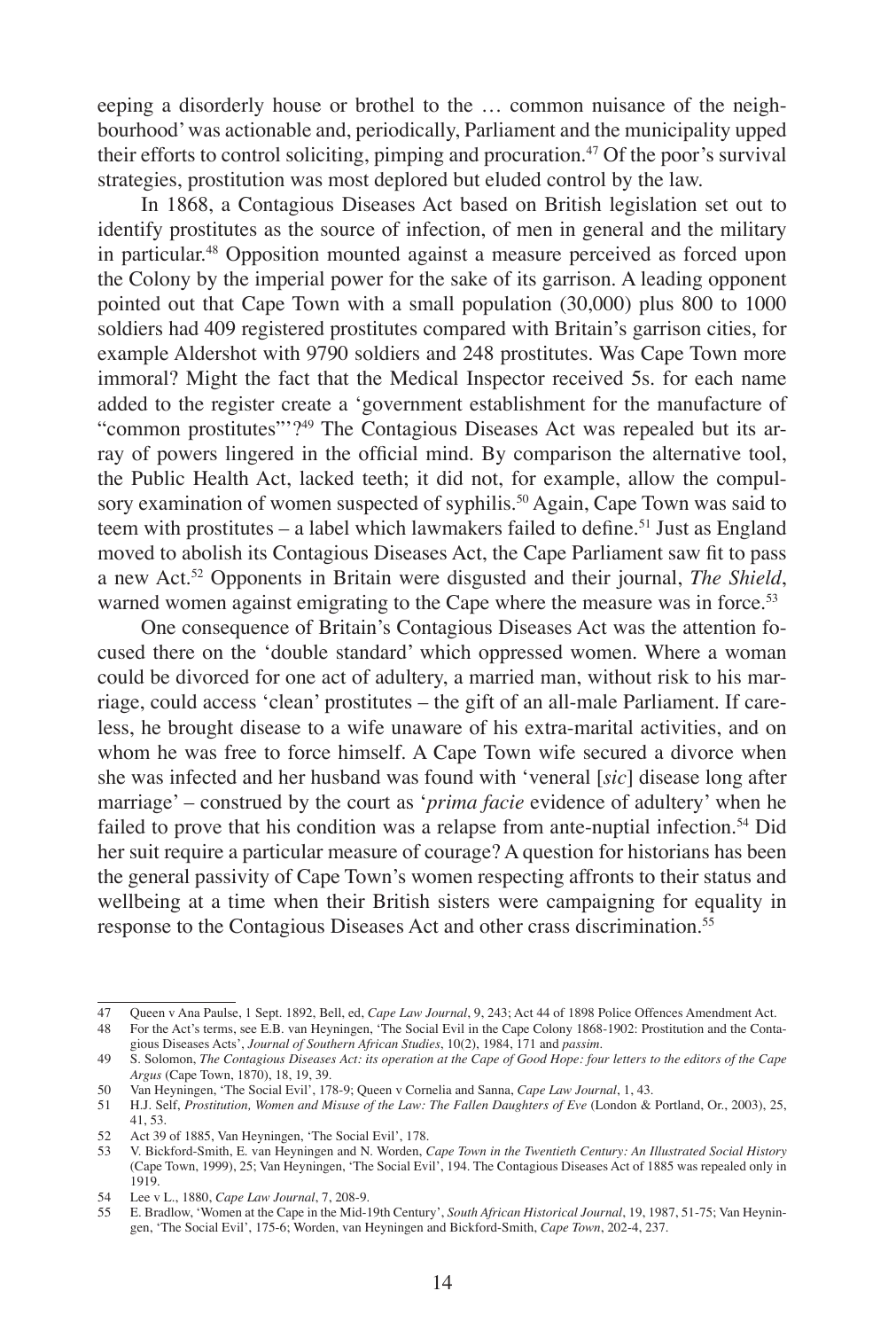eeping a disorderly house or brothel to the … common nuisance of the neighbourhood' was actionable and, periodically, Parliament and the municipality upped their efforts to control soliciting, pimping and procuration.[47] Of the poor's survival strategies, prostitution was most deplored but eluded control by the law.

In 1868, a Contagious Diseases Act based on British legislation set out to identify prostitutes as the source of infection, of men in general and the military in particular.[48] Opposition mounted against a measure perceived as forced upon the Colony by the imperial power for the sake of its garrison. A leading opponent pointed out that Cape Town with a small population (30,000) plus 800 to 1000 soldiers had 409 registered prostitutes compared with Britain's garrison cities, for example Aldershot with 9790 soldiers and 248 prostitutes. Was Cape Town more immoral? Might the fact that the Medical Inspector received 5s. for each name added to the register create a 'government establishment for the manufacture of "common prostitutes"'?[49] The Contagious Diseases Act was repealed but its array of powers lingered in the official mind. By comparison the alternative tool, the Public Health Act, lacked teeth; it did not, for example, allow the compulsory examination of women suspected of syphilis.[50] Again, Cape Town was said to teem with prostitutes – a label which lawmakers failed to define.[51] Just as England moved to abolish its Contagious Diseases Act, the Cape Parliament saw fit to pass a new Act.[52] Opponents in Britain were disgusted and their journal, *The Shield*, warned women against emigrating to the Cape where the measure was in force.[53]

One consequence of Britain's Contagious Diseases Act was the attention focused there on the 'double standard' which oppressed women. Where a woman could be divorced for one act of adultery, a married man, without risk to his marriage, could access 'clean' prostitutes – the gift of an all-male Parliament. If careless, he brought disease to a wife unaware of his extra-marital activities, and on whom he was free to force himself. A Cape Town wife secured a divorce when she was infected and her husband was found with 'veneral [*sic*] disease long after marriage' – construed by the court as '*prima facie* evidence of adultery' when he failed to prove that his condition was a relapse from ante-nuptial infection.[54] Did her suit require a particular measure of courage? A question for historians has been the general passivity of Cape Town's women respecting affronts to their status and wellbeing at a time when their British sisters were campaigning for equality in response to the Contagious Diseases Act and other crass discrimination.[55]

---

47 Queen v Ana Paulse, 1 Sept. 1892, Bell, ed, *Cape Law Journal*, 9, 243; Act 44 of 1898 Police Offences Amendment Act.

48 For the Act's terms, see E.B. van Heyningen, 'The Social Evil in the Cape Colony 1868-1902: Prostitution and the Contagious Diseases Acts', *Journal of Southern African Studies*, 10(2), 1984, 171 and *passim*.

49 S. Solomon, *The Contagious Diseases Act: its operation at the Cape of Good Hope: four letters to the editors of the Cape Argus* (Cape Town, 1870), 18, 19, 39.

50 Van Heyningen, 'The Social Evil', 178-9; Queen v Cornelia and Sanna, *Cape Law Journal*, 1, 43.

51 H.J. Self, *Prostitution, Women and Misuse of the Law: The Fallen Daughters of Eve* (London & Portland, Or., 2003), 25, 41, 53.

52 Act 39 of 1885, Van Heyningen, 'The Social Evil', 178.

53 V. Bickford-Smith, E. van Heyningen and N. Worden, *Cape Town in the Twentieth Century: An Illustrated Social History* (Cape Town, 1999), 25; Van Heyningen, 'The Social Evil', 194. The Contagious Diseases Act of 1885 was repealed only in 1919.

54 Lee v L., 1880, *Cape Law Journal*, 7, 208-9.

55 E. Bradlow, 'Women at the Cape in the Mid-19th Century', *South African Historical Journal*, 19, 1987, 51-75; Van Heyningen, 'The Social Evil', 175-6; Worden, van Heyningen and Bickford-Smith, *Cape Town*, 202-4, 237.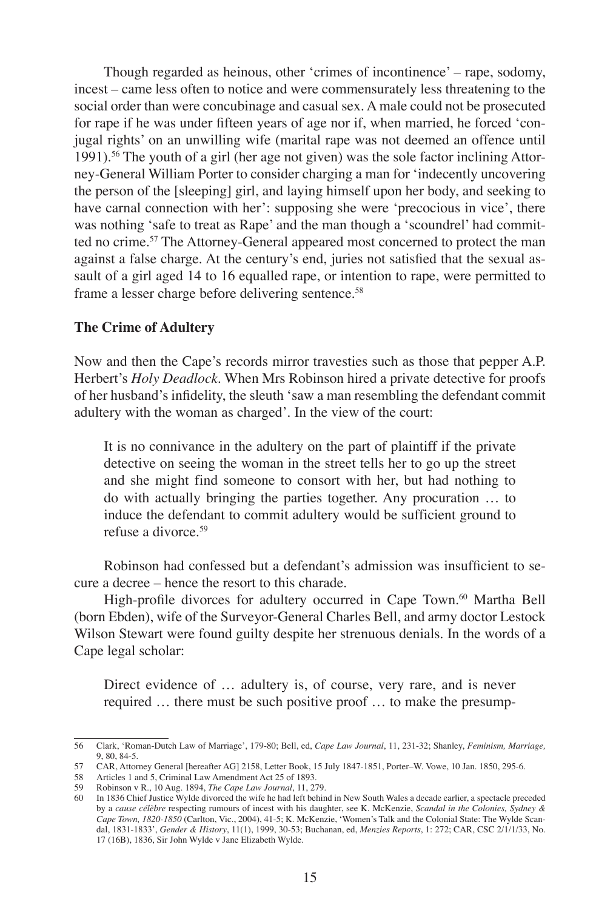Though regarded as heinous, other 'crimes of incontinence' – rape, sodomy, incest – came less often to notice and were commensurately less threatening to the social order than were concubinage and casual sex. A male could not be prosecuted for rape if he was under fifteen years of age nor if, when married, he forced 'conjugal rights' on an unwilling wife (marital rape was not deemed an offence until 1991).[56] The youth of a girl (her age not given) was the sole factor inclining Attorney-General William Porter to consider charging a man for 'indecently uncovering the person of the [sleeping] girl, and laying himself upon her body, and seeking to have carnal connection with her': supposing she were 'precocious in vice', there was nothing 'safe to treat as Rape' and the man though a 'scoundrel' had committed no crime.[57] The Attorney-General appeared most concerned to protect the man against a false charge. At the century's end, juries not satisfied that the sexual assault of a girl aged 14 to 16 equalled rape, or intention to rape, were permitted to frame a lesser charge before delivering sentence.[58]

## The Crime of Adultery

Now and then the Cape's records mirror travesties such as those that pepper A.P. Herbert's *Holy Deadlock*. When Mrs Robinson hired a private detective for proofs of her husband's infidelity, the sleuth 'saw a man resembling the defendant commit adultery with the woman as charged'. In the view of the court:

> It is no connivance in the adultery on the part of plaintiff if the private detective on seeing the woman in the street tells her to go up the street and she might find someone to consort with her, but had nothing to do with actually bringing the parties together. Any procuration … to induce the defendant to commit adultery would be sufficient ground to refuse a divorce.[59]

Robinson had confessed but a defendant's admission was insufficient to secure a decree – hence the resort to this charade.

High-profile divorces for adultery occurred in Cape Town.[60] Martha Bell (born Ebden), wife of the Surveyor-General Charles Bell, and army doctor Lestock Wilson Stewart were found guilty despite her strenuous denials. In the words of a Cape legal scholar:

> Direct evidence of … adultery is, of course, very rare, and is never required … there must be such positive proof … to make the presump-

---

56 Clark, 'Roman-Dutch Law of Marriage', 179-80; Bell, ed, *Cape Law Journal*, 11, 231-32; Shanley, *Feminism, Marriage,* 9, 80, 84-5.

57 CAR, Attorney General [hereafter AG] 2158, Letter Book, 15 July 1847-1851, Porter–W. Vowe, 10 Jan. 1850, 295-6.

58 Articles 1 and 5, Criminal Law Amendment Act 25 of 1893.

59 Robinson v R., 10 Aug. 1894, *The Cape Law Journal*, 11, 279.

60 In 1836 Chief Justice Wylde divorced the wife he had left behind in New South Wales a decade earlier, a spectacle preceded by a *cause célèbre* respecting rumours of incest with his daughter, see K. McKenzie, *Scandal in the Colonies, Sydney & Cape Town, 1820-1850* (Carlton, Vic., 2004), 41-5; K. McKenzie, 'Women's Talk and the Colonial State: The Wylde Scandal, 1831-1833', *Gender & History*, 11(1), 1999, 30-53; Buchanan, ed, *Menzies Reports*, 1: 272; CAR, CSC 2/1/1/33, No. 17 (16B), 1836, Sir John Wylde v Jane Elizabeth Wylde.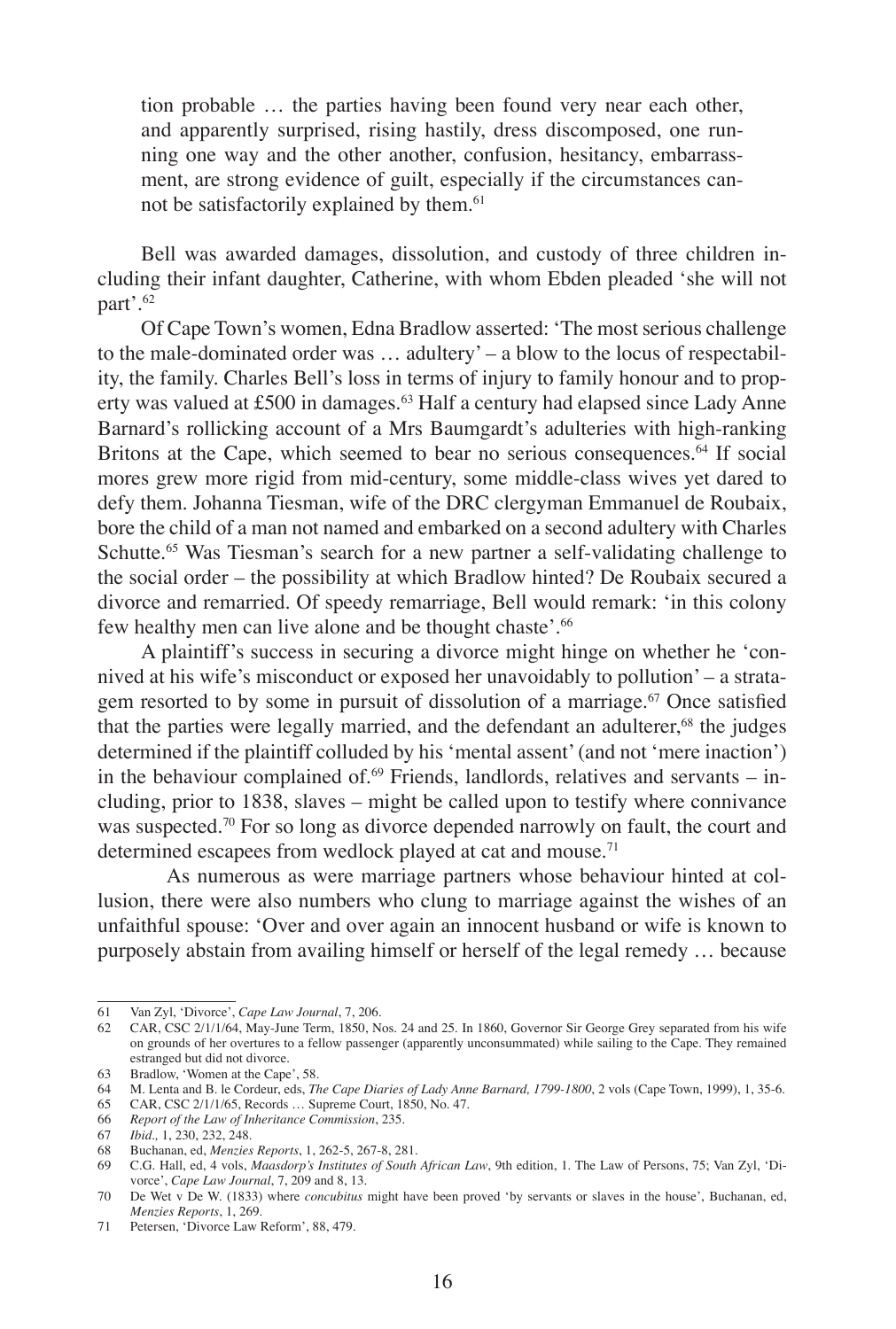> tion probable … the parties having been found very near each other, and apparently surprised, rising hastily, dress discomposed, one running one way and the other another, confusion, hesitancy, embarrassment, are strong evidence of guilt, especially if the circumstances cannot be satisfactorily explained by them.[61]

Bell was awarded damages, dissolution, and custody of three children including their infant daughter, Catherine, with whom Ebden pleaded 'she will not part'.[62]

Of Cape Town's women, Edna Bradlow asserted: 'The most serious challenge to the male-dominated order was … adultery' – a blow to the locus of respectability, the family. Charles Bell's loss in terms of injury to family honour and to property was valued at £500 in damages.[63] Half a century had elapsed since Lady Anne Barnard's rollicking account of a Mrs Baumgardt's adulteries with high-ranking Britons at the Cape, which seemed to bear no serious consequences.[64] If social mores grew more rigid from mid-century, some middle-class wives yet dared to defy them. Johanna Tiesman, wife of the DRC clergyman Emmanuel de Roubaix, bore the child of a man not named and embarked on a second adultery with Charles Schutte.[65] Was Tiesman's search for a new partner a self-validating challenge to the social order – the possibility at which Bradlow hinted? De Roubaix secured a divorce and remarried. Of speedy remarriage, Bell would remark: 'in this colony few healthy men can live alone and be thought chaste'.[66]

A plaintiff's success in securing a divorce might hinge on whether he 'connived at his wife's misconduct or exposed her unavoidably to pollution' – a stratagem resorted to by some in pursuit of dissolution of a marriage.[67] Once satisfied that the parties were legally married, and the defendant an adulterer,[68] the judges determined if the plaintiff colluded by his 'mental assent' (and not 'mere inaction') in the behaviour complained of.[69] Friends, landlords, relatives and servants – including, prior to 1838, slaves – might be called upon to testify where connivance was suspected.[70] For so long as divorce depended narrowly on fault, the court and determined escapees from wedlock played at cat and mouse.[71]

As numerous as were marriage partners whose behaviour hinted at collusion, there were also numbers who clung to marriage against the wishes of an unfaithful spouse: 'Over and over again an innocent husband or wife is known to purposely abstain from availing himself or herself of the legal remedy … because

---

61 Van Zyl, 'Divorce', *Cape Law Journal*, 7, 206.

62 CAR, CSC 2/1/1/64, May-June Term, 1850, Nos. 24 and 25. In 1860, Governor Sir George Grey separated from his wife on grounds of her overtures to a fellow passenger (apparently unconsummated) while sailing to the Cape. They remained estranged but did not divorce.

63 Bradlow, 'Women at the Cape', 58.

64 M. Lenta and B. le Cordeur, eds, *The Cape Diaries of Lady Anne Barnard, 1799-1800*, 2 vols (Cape Town, 1999), 1, 35-6.

65 CAR, CSC 2/1/1/65, Records … Supreme Court, 1850, No. 47.

66 *Report of the Law of Inheritance Commission*, 235.

67 *Ibid.,* 1, 230, 232, 248.

68 Buchanan, ed, *Menzies Reports*, 1, 262-5, 267-8, 281.

69 C.G. Hall, ed, 4 vols, *Maasdorp's Institutes of South African Law*, 9th edition, 1. The Law of Persons, 75; Van Zyl, 'Divorce', *Cape Law Journal*, 7, 209 and 8, 13.

70 De Wet v De W. (1833) where *concubitus* might have been proved 'by servants or slaves in the house', Buchanan, ed, *Menzies Reports*, 1, 269.

71 Petersen, 'Divorce Law Reform', 88, 479.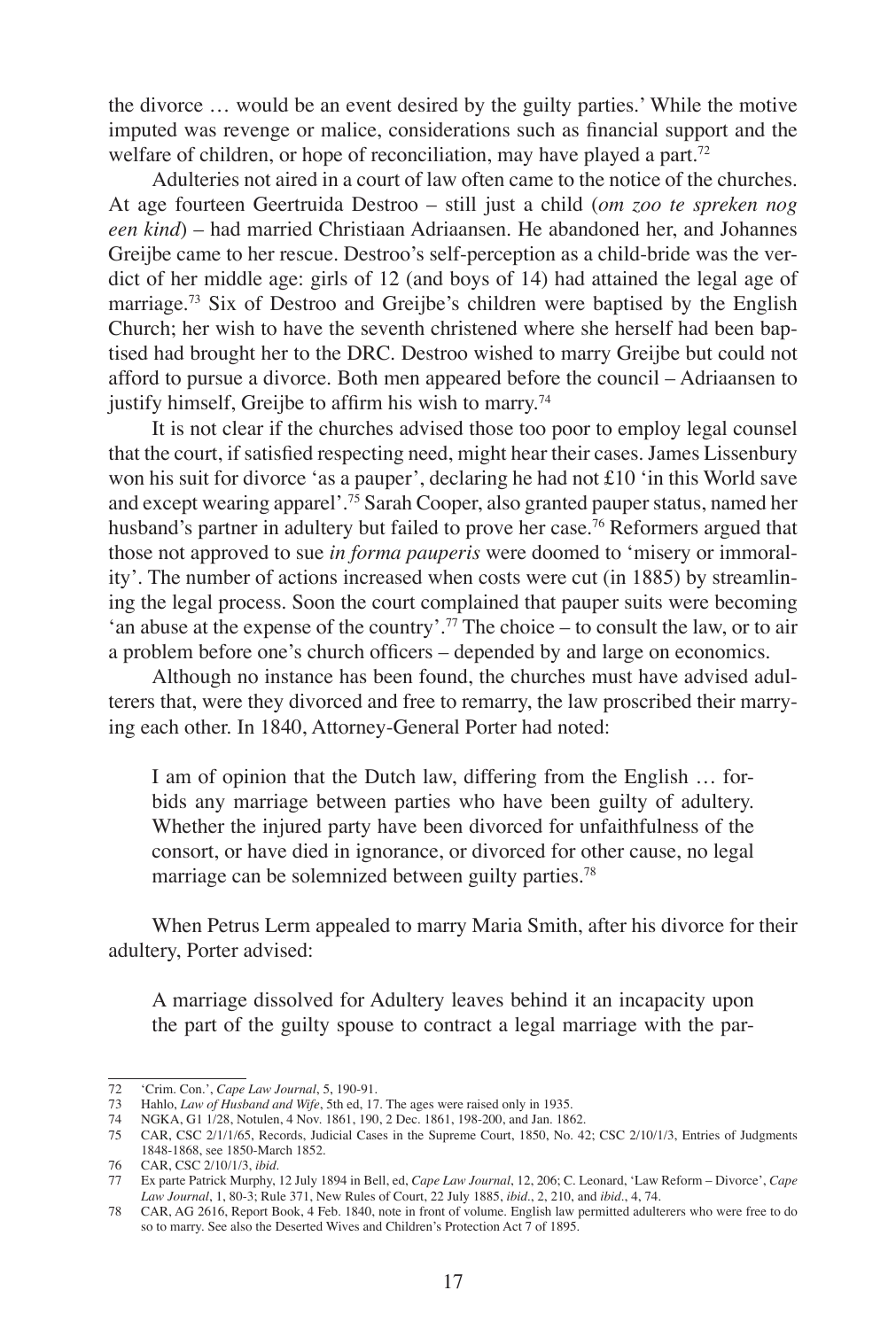the divorce … would be an event desired by the guilty parties.' While the motive imputed was revenge or malice, considerations such as financial support and the welfare of children, or hope of reconciliation, may have played a part.[72]

Adulteries not aired in a court of law often came to the notice of the churches. At age fourteen Geertruida Destroo – still just a child (*om zoo te spreken nog een kind*) – had married Christiaan Adriaansen. He abandoned her, and Johannes Greijbe came to her rescue. Destroo's self-perception as a child-bride was the verdict of her middle age: girls of 12 (and boys of 14) had attained the legal age of marriage.[73] Six of Destroo and Greijbe's children were baptised by the English Church; her wish to have the seventh christened where she herself had been baptised had brought her to the DRC. Destroo wished to marry Greijbe but could not afford to pursue a divorce. Both men appeared before the council – Adriaansen to justify himself, Greijbe to affirm his wish to marry.[74]

It is not clear if the churches advised those too poor to employ legal counsel that the court, if satisfied respecting need, might hear their cases. James Lissenbury won his suit for divorce 'as a pauper', declaring he had not £10 'in this World save and except wearing apparel'.[75] Sarah Cooper, also granted pauper status, named her husband's partner in adultery but failed to prove her case.[76] Reformers argued that those not approved to sue *in forma pauperis* were doomed to 'misery or immorality'. The number of actions increased when costs were cut (in 1885) by streamlining the legal process. Soon the court complained that pauper suits were becoming 'an abuse at the expense of the country'.[77] The choice – to consult the law, or to air a problem before one's church officers – depended by and large on economics.

Although no instance has been found, the churches must have advised adulterers that, were they divorced and free to remarry, the law proscribed their marrying each other. In 1840, Attorney-General Porter had noted:

> I am of opinion that the Dutch law, differing from the English … forbids any marriage between parties who have been guilty of adultery. Whether the injured party have been divorced for unfaithfulness of the consort, or have died in ignorance, or divorced for other cause, no legal marriage can be solemnized between guilty parties.[78]

When Petrus Lerm appealed to marry Maria Smith, after his divorce for their adultery, Porter advised:

> A marriage dissolved for Adultery leaves behind it an incapacity upon the part of the guilty spouse to contract a legal marriage with the par-

---

72 'Crim. Con.', *Cape Law Journal*, 5, 190-91.

73 Hahlo, *Law of Husband and Wife*, 5th ed, 17. The ages were raised only in 1935.

74 NGKA, G1 1/28, Notulen, 4 Nov. 1861, 190, 2 Dec. 1861, 198-200, and Jan. 1862.

75 CAR, CSC 2/1/1/65, Records, Judicial Cases in the Supreme Court, 1850, No. 42; CSC 2/10/1/3, Entries of Judgments 1848-1868, see 1850-March 1852.

76 CAR, CSC 2/10/1/3, *ibid*.

77 Ex parte Patrick Murphy, 12 July 1894 in Bell, ed, *Cape Law Journal*, 12, 206; C. Leonard, 'Law Reform – Divorce', *Cape Law Journal*, 1, 80-3; Rule 371, New Rules of Court, 22 July 1885, *ibid*., 2, 210, and *ibid*., 4, 74.

78 CAR, AG 2616, Report Book, 4 Feb. 1840, note in front of volume. English law permitted adulterers who were free to do so to marry. See also the Deserted Wives and Children's Protection Act 7 of 1895.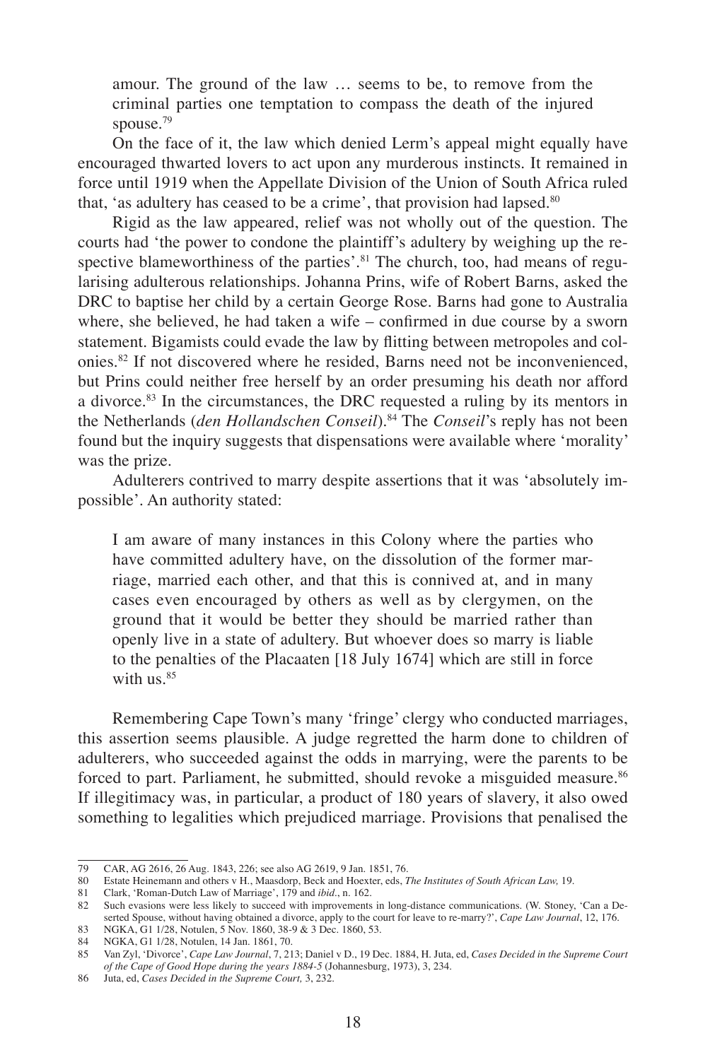> amour. The ground of the law … seems to be, to remove from the criminal parties one temptation to compass the death of the injured spouse.[79]

On the face of it, the law which denied Lerm's appeal might equally have encouraged thwarted lovers to act upon any murderous instincts. It remained in force until 1919 when the Appellate Division of the Union of South Africa ruled that, 'as adultery has ceased to be a crime', that provision had lapsed.[80]

Rigid as the law appeared, relief was not wholly out of the question. The courts had 'the power to condone the plaintiff's adultery by weighing up the respective blameworthiness of the parties'.[81] The church, too, had means of regularising adulterous relationships. Johanna Prins, wife of Robert Barns, asked the DRC to baptise her child by a certain George Rose. Barns had gone to Australia where, she believed, he had taken a wife – confirmed in due course by a sworn statement. Bigamists could evade the law by flitting between metropoles and colonies.[82] If not discovered where he resided, Barns need not be inconvenienced, but Prins could neither free herself by an order presuming his death nor afford a divorce.[83] In the circumstances, the DRC requested a ruling by its mentors in the Netherlands (*den Hollandschen Conseil*).[84] The *Conseil*'s reply has not been found but the inquiry suggests that dispensations were available where 'morality' was the prize.

Adulterers contrived to marry despite assertions that it was 'absolutely impossible'. An authority stated:

> I am aware of many instances in this Colony where the parties who have committed adultery have, on the dissolution of the former marriage, married each other, and that this is connived at, and in many cases even encouraged by others as well as by clergymen, on the ground that it would be better they should be married rather than openly live in a state of adultery. But whoever does so marry is liable to the penalties of the Placaaten [18 July 1674] which are still in force with us.[85]

Remembering Cape Town's many 'fringe' clergy who conducted marriages, this assertion seems plausible. A judge regretted the harm done to children of adulterers, who succeeded against the odds in marrying, were the parents to be forced to part. Parliament, he submitted, should revoke a misguided measure.[86] If illegitimacy was, in particular, a product of 180 years of slavery, it also owed something to legalities which prejudiced marriage. Provisions that penalised the

---

79 CAR, AG 2616, 26 Aug. 1843, 226; see also AG 2619, 9 Jan. 1851, 76.

80 Estate Heinemann and others v H., Maasdorp, Beck and Hoexter, eds, *The Institutes of South African Law,* 19.

81 Clark, 'Roman-Dutch Law of Marriage', 179 and *ibid*., n. 162.

82 Such evasions were less likely to succeed with improvements in long-distance communications. (W. Stoney, 'Can a Deserted Spouse, without having obtained a divorce, apply to the court for leave to re-marry?', *Cape Law Journal*, 12, 176.

83 NGKA, G1 1/28, Notulen, 5 Nov. 1860, 38-9 & 3 Dec. 1860, 53.

84 NGKA, G1 1/28, Notulen, 14 Jan. 1861, 70.

85 Van Zyl, 'Divorce', *Cape Law Journal*, 7, 213; Daniel v D., 19 Dec. 1884, H. Juta, ed, *Cases Decided in the Supreme Court of the Cape of Good Hope during the years 1884-5* (Johannesburg, 1973), 3, 234.

86 Juta, ed, *Cases Decided in the Supreme Court,* 3, 232.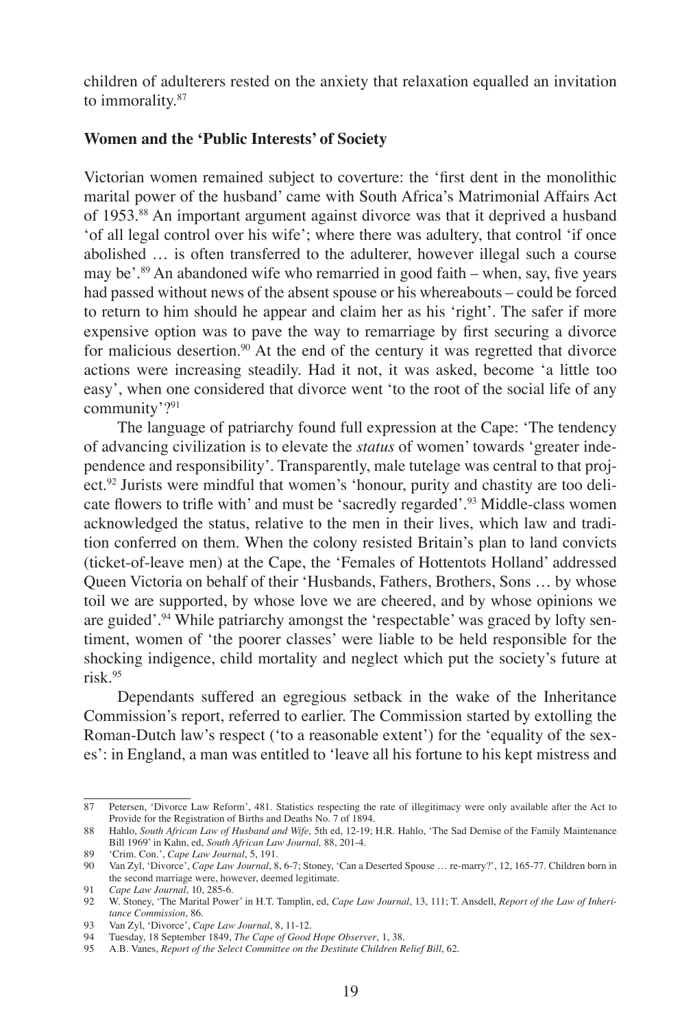children of adulterers rested on the anxiety that relaxation equalled an invitation to immorality.[87]

## Women and the 'Public Interests' of Society

Victorian women remained subject to coverture: the 'first dent in the monolithic marital power of the husband' came with South Africa's Matrimonial Affairs Act of 1953.[88] An important argument against divorce was that it deprived a husband 'of all legal control over his wife'; where there was adultery, that control 'if once abolished … is often transferred to the adulterer, however illegal such a course may be'.[89] An abandoned wife who remarried in good faith – when, say, five years had passed without news of the absent spouse or his whereabouts – could be forced to return to him should he appear and claim her as his 'right'. The safer if more expensive option was to pave the way to remarriage by first securing a divorce for malicious desertion.[90] At the end of the century it was regretted that divorce actions were increasing steadily. Had it not, it was asked, become 'a little too easy', when one considered that divorce went 'to the root of the social life of any community'?[91]

The language of patriarchy found full expression at the Cape: 'The tendency of advancing civilization is to elevate the *status* of women' towards 'greater independence and responsibility'. Transparently, male tutelage was central to that project.[92] Jurists were mindful that women's 'honour, purity and chastity are too delicate flowers to trifle with' and must be 'sacredly regarded'.[93] Middle-class women acknowledged the status, relative to the men in their lives, which law and tradition conferred on them. When the colony resisted Britain's plan to land convicts (ticket-of-leave men) at the Cape, the 'Females of Hottentots Holland' addressed Queen Victoria on behalf of their 'Husbands, Fathers, Brothers, Sons … by whose toil we are supported, by whose love we are cheered, and by whose opinions we are guided'.[94] While patriarchy amongst the 'respectable' was graced by lofty sentiment, women of 'the poorer classes' were liable to be held responsible for the shocking indigence, child mortality and neglect which put the society's future at risk.[95]

Dependants suffered an egregious setback in the wake of the Inheritance Commission's report, referred to earlier. The Commission started by extolling the Roman-Dutch law's respect ('to a reasonable extent') for the 'equality of the sexes': in England, a man was entitled to 'leave all his fortune to his kept mistress and

---

87 Petersen, 'Divorce Law Reform', 481. Statistics respecting the rate of illegitimacy were only available after the Act to Provide for the Registration of Births and Deaths No. 7 of 1894.

88 Hahlo, *South African Law of Husband and Wife,* 5th ed, 12-19; H.R. Hahlo, 'The Sad Demise of the Family Maintenance Bill 1969' in Kahn, ed, *South African Law Journal,* 88, 201-4.

89 'Crim. Con.', *Cape Law Journal*, 5, 191.

90 Van Zyl, 'Divorce', *Cape Law Journal*, 8, 6-7; Stoney, 'Can a Deserted Spouse … re-marry?', 12, 165-77. Children born in the second marriage were, however, deemed legitimate.

91 *Cape Law Journal*, 10, 285-6.

92 W. Stoney, 'The Marital Power' in H.T. Tamplin, ed, *Cape Law Journal*, 13, 111; T. Ansdell, *Report of the Law of Inheritance Commission*, 86.

93 Van Zyl, 'Divorce', *Cape Law Journal*, 8, 11-12.

94 Tuesday, 18 September 1849, *The Cape of Good Hope Observer*, 1, 38.

95 A.B. Vanes, *Report of the Select Committee on the Destitute Children Relief Bill*, 62.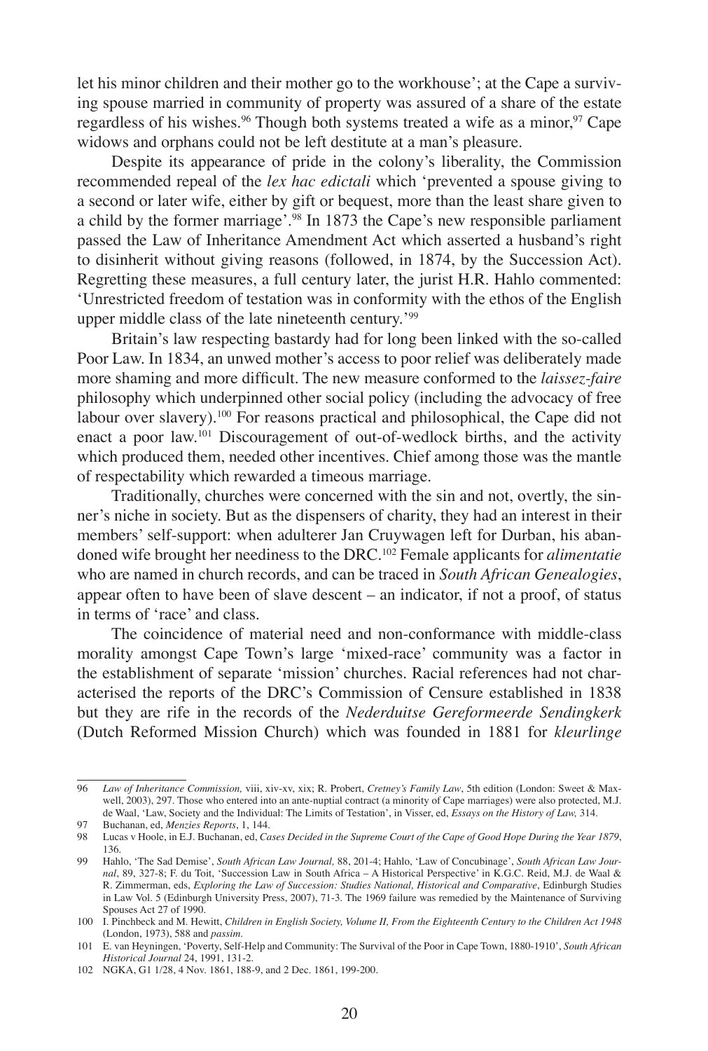let his minor children and their mother go to the workhouse'; at the Cape a surviving spouse married in community of property was assured of a share of the estate regardless of his wishes.[96] Though both systems treated a wife as a minor,[97] Cape widows and orphans could not be left destitute at a man's pleasure.

Despite its appearance of pride in the colony's liberality, the Commission recommended repeal of the *lex hac edictali* which 'prevented a spouse giving to a second or later wife, either by gift or bequest, more than the least share given to a child by the former marriage'.[98] In 1873 the Cape's new responsible parliament passed the Law of Inheritance Amendment Act which asserted a husband's right to disinherit without giving reasons (followed, in 1874, by the Succession Act). Regretting these measures, a full century later, the jurist H.R. Hahlo commented: 'Unrestricted freedom of testation was in conformity with the ethos of the English upper middle class of the late nineteenth century.'[99]

Britain's law respecting bastardy had for long been linked with the so-called Poor Law. In 1834, an unwed mother's access to poor relief was deliberately made more shaming and more difficult. The new measure conformed to the *laissez-faire* philosophy which underpinned other social policy (including the advocacy of free labour over slavery).[100] For reasons practical and philosophical, the Cape did not enact a poor law.[101] Discouragement of out-of-wedlock births, and the activity which produced them, needed other incentives. Chief among those was the mantle of respectability which rewarded a timeous marriage.

Traditionally, churches were concerned with the sin and not, overtly, the sinner's niche in society. But as the dispensers of charity, they had an interest in their members' self-support: when adulterer Jan Cruywagen left for Durban, his abandoned wife brought her neediness to the DRC.[102] Female applicants for *alimentatie* who are named in church records, and can be traced in *South African Genealogies*, appear often to have been of slave descent – an indicator, if not a proof, of status in terms of 'race' and class.

The coincidence of material need and non-conformance with middle-class morality amongst Cape Town's large 'mixed-race' community was a factor in the establishment of separate 'mission' churches. Racial references had not characterised the reports of the DRC's Commission of Censure established in 1838 but they are rife in the records of the *Nederduitse Gereformeerde Sendingkerk* (Dutch Reformed Mission Church) which was founded in 1881 for *kleurlinge*

---

96 *Law of Inheritance Commission,* viii, xiv-xv, xix; R. Probert, *Cretney's Family Law*, 5th edition (London: Sweet & Maxwell, 2003), 297. Those who entered into an ante-nuptial contract (a minority of Cape marriages) were also protected, M.J. de Waal, 'Law, Society and the Individual: The Limits of Testation', in Visser, ed, *Essays on the History of Law,* 314.

97 Buchanan, ed, *Menzies Reports*, 1, 144.

98 Lucas v Hoole, in E.J. Buchanan, ed, *Cases Decided in the Supreme Court of the Cape of Good Hope During the Year 1879*, 136.

99 Hahlo, 'The Sad Demise', *South African Law Journal,* 88, 201-4; Hahlo, 'Law of Concubinage', *South African Law Journal*, 89, 327-8; F. du Toit, 'Succession Law in South Africa – A Historical Perspective' in K.G.C. Reid, M.J. de Waal & R. Zimmerman, eds, *Exploring the Law of Succession: Studies National, Historical and Comparative*, Edinburgh Studies in Law Vol. 5 (Edinburgh University Press, 2007), 71-3. The 1969 failure was remedied by the Maintenance of Surviving Spouses Act 27 of 1990.

100 I. Pinchbeck and M. Hewitt, *Children in English Society, Volume II, From the Eighteenth Century to the Children Act 1948* (London, 1973), 588 and *passim.*

101 E. van Heyningen, 'Poverty, Self-Help and Community: The Survival of the Poor in Cape Town, 1880-1910', *South African Historical Journal* 24, 1991, 131-2.

102 NGKA, G1 1/28, 4 Nov. 1861, 188-9, and 2 Dec. 1861, 199-200.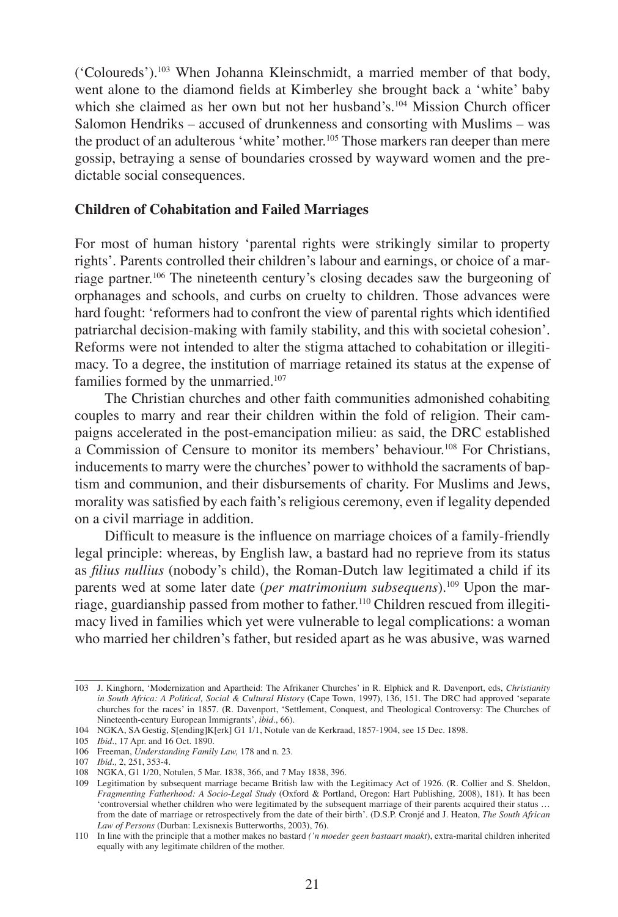('Coloureds').[103] When Johanna Kleinschmidt, a married member of that body, went alone to the diamond fields at Kimberley she brought back a 'white' baby which she claimed as her own but not her husband's.[104] Mission Church officer Salomon Hendriks – accused of drunkenness and consorting with Muslims – was the product of an adulterous 'white' mother.[105] Those markers ran deeper than mere gossip, betraying a sense of boundaries crossed by wayward women and the predictable social consequences.

**Children of Cohabitation and Failed Marriages**

For most of human history 'parental rights were strikingly similar to property rights'. Parents controlled their children's labour and earnings, or choice of a marriage partner.[106] The nineteenth century's closing decades saw the burgeoning of orphanages and schools, and curbs on cruelty to children. Those advances were hard fought: 'reformers had to confront the view of parental rights which identified patriarchal decision-making with family stability, and this with societal cohesion'. Reforms were not intended to alter the stigma attached to cohabitation or illegitimacy. To a degree, the institution of marriage retained its status at the expense of families formed by the unmarried.[107]

The Christian churches and other faith communities admonished cohabiting couples to marry and rear their children within the fold of religion. Their campaigns accelerated in the post-emancipation milieu: as said, the DRC established a Commission of Censure to monitor its members' behaviour.[108] For Christians, inducements to marry were the churches' power to withhold the sacraments of baptism and communion, and their disbursements of charity. For Muslims and Jews, morality was satisfied by each faith's religious ceremony, even if legality depended on a civil marriage in addition.

Difficult to measure is the influence on marriage choices of a family-friendly legal principle: whereas, by English law, a bastard had no reprieve from its status as *filius nullius* (nobody's child), the Roman-Dutch law legitimated a child if its parents wed at some later date (*per matrimonium subsequens*).[109] Upon the marriage, guardianship passed from mother to father.[110] Children rescued from illegitimacy lived in families which yet were vulnerable to legal complications: a woman who married her children's father, but resided apart as he was abusive, was warned

---

103 J. Kinghorn, 'Modernization and Apartheid: The Afrikaner Churches' in R. Elphick and R. Davenport, eds, *Christianity in South Africa: A Political, Social & Cultural History* (Cape Town, 1997), 136, 151. The DRC had approved 'separate churches for the races' in 1857. (R. Davenport, 'Settlement, Conquest, and Theological Controversy: The Churches of Nineteenth-century European Immigrants', *ibid*., 66).

104 NGKA, SA Gestig, S[ending]K[erk] G1 1/1, Notule van de Kerkraad, 1857-1904, see 15 Dec. 1898.

105 *Ibid*., 17 Apr. and 16 Oct. 1890.

106 Freeman, *Understanding Family Law,* 178 and n. 23.

107 *Ibid.,* 2, 251, 353-4.

108 NGKA, G1 1/20, Notulen, 5 Mar. 1838, 366, and 7 May 1838, 396.

109 Legitimation by subsequent marriage became British law with the Legitimacy Act of 1926. (R. Collier and S. Sheldon, *Fragmenting Fatherhood: A Socio-Legal Study* (Oxford & Portland, Oregon: Hart Publishing, 2008), 181). It has been 'controversial whether children who were legitimated by the subsequent marriage of their parents acquired their status … from the date of marriage or retrospectively from the date of their birth'. (D.S.P. Cronjé and J. Heaton, *The South African Law of Persons* (Durban: Lexisnexis Butterworths, 2003), 76).

110 In line with the principle that a mother makes no bastard *('n moeder geen bastaart maakt*), extra-marital children inherited equally with any legitimate children of the mother.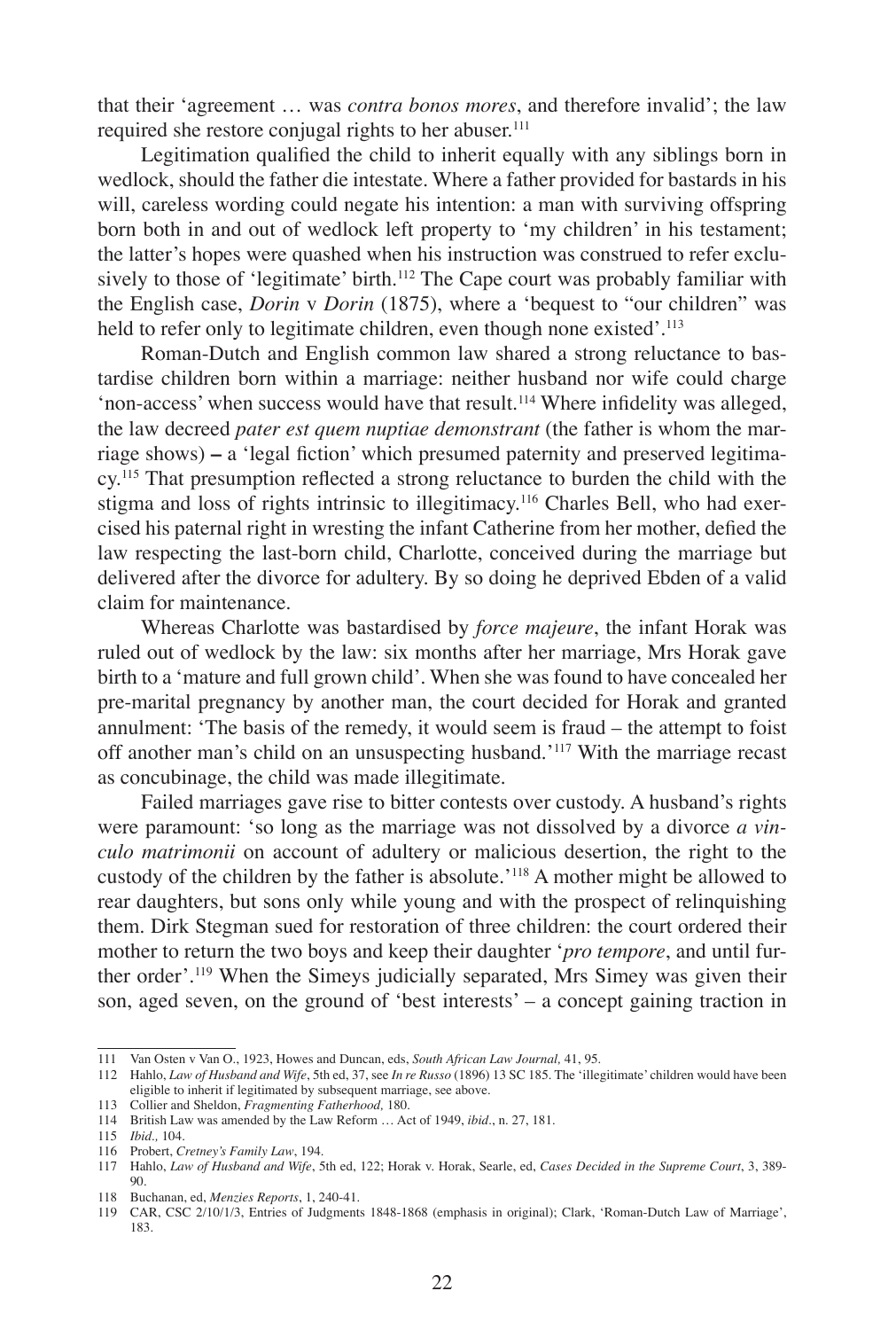that their 'agreement … was *contra bonos mores*, and therefore invalid'; the law required she restore conjugal rights to her abuser.[111]

Legitimation qualified the child to inherit equally with any siblings born in wedlock, should the father die intestate. Where a father provided for bastards in his will, careless wording could negate his intention: a man with surviving offspring born both in and out of wedlock left property to 'my children' in his testament; the latter's hopes were quashed when his instruction was construed to refer exclusively to those of 'legitimate' birth.[112] The Cape court was probably familiar with the English case, *Dorin* v *Dorin* (1875), where a 'bequest to "our children" was held to refer only to legitimate children, even though none existed'.[113]

Roman-Dutch and English common law shared a strong reluctance to bastardise children born within a marriage: neither husband nor wife could charge 'non-access' when success would have that result.[114] Where infidelity was alleged, the law decreed *pater est quem nuptiae demonstrant* (the father is whom the marriage shows) – a 'legal fiction' which presumed paternity and preserved legitimacy.[115] That presumption reflected a strong reluctance to burden the child with the stigma and loss of rights intrinsic to illegitimacy.[116] Charles Bell, who had exercised his paternal right in wresting the infant Catherine from her mother, defied the law respecting the last-born child, Charlotte, conceived during the marriage but delivered after the divorce for adultery. By so doing he deprived Ebden of a valid claim for maintenance.

Whereas Charlotte was bastardised by *force majeure*, the infant Horak was ruled out of wedlock by the law: six months after her marriage, Mrs Horak gave birth to a 'mature and full grown child'. When she was found to have concealed her pre-marital pregnancy by another man, the court decided for Horak and granted annulment: 'The basis of the remedy, it would seem is fraud – the attempt to foist off another man's child on an unsuspecting husband.'[117] With the marriage recast as concubinage, the child was made illegitimate.

Failed marriages gave rise to bitter contests over custody. A husband's rights were paramount: 'so long as the marriage was not dissolved by a divorce *a vinculo matrimonii* on account of adultery or malicious desertion, the right to the custody of the children by the father is absolute.'[118] A mother might be allowed to rear daughters, but sons only while young and with the prospect of relinquishing them. Dirk Stegman sued for restoration of three children: the court ordered their mother to return the two boys and keep their daughter '*pro tempore*, and until further order'.[119] When the Simeys judicially separated, Mrs Simey was given their son, aged seven, on the ground of 'best interests' – a concept gaining traction in

---

111 Van Osten v Van O., 1923, Howes and Duncan, eds, *South African Law Journal,* 41, 95.

112 Hahlo, *Law of Husband and Wife*, 5th ed, 37, see *In re Russo* (1896) 13 SC 185. The 'illegitimate' children would have been eligible to inherit if legitimated by subsequent marriage, see above.

113 Collier and Sheldon, *Fragmenting Fatherhood,* 180.

114 British Law was amended by the Law Reform … Act of 1949, *ibid*., n. 27, 181.

115 *Ibid.,* 104.

116 Probert, *Cretney's Family Law*, 194.

117 Hahlo, *Law of Husband and Wife*, 5th ed, 122; Horak v. Horak, Searle, ed, *Cases Decided in the Supreme Court*, 3, 389-90.

118 Buchanan, ed, *Menzies Reports*, 1, 240-41.

119 CAR, CSC 2/10/1/3, Entries of Judgments 1848-1868 (emphasis in original); Clark, 'Roman-Dutch Law of Marriage', 183.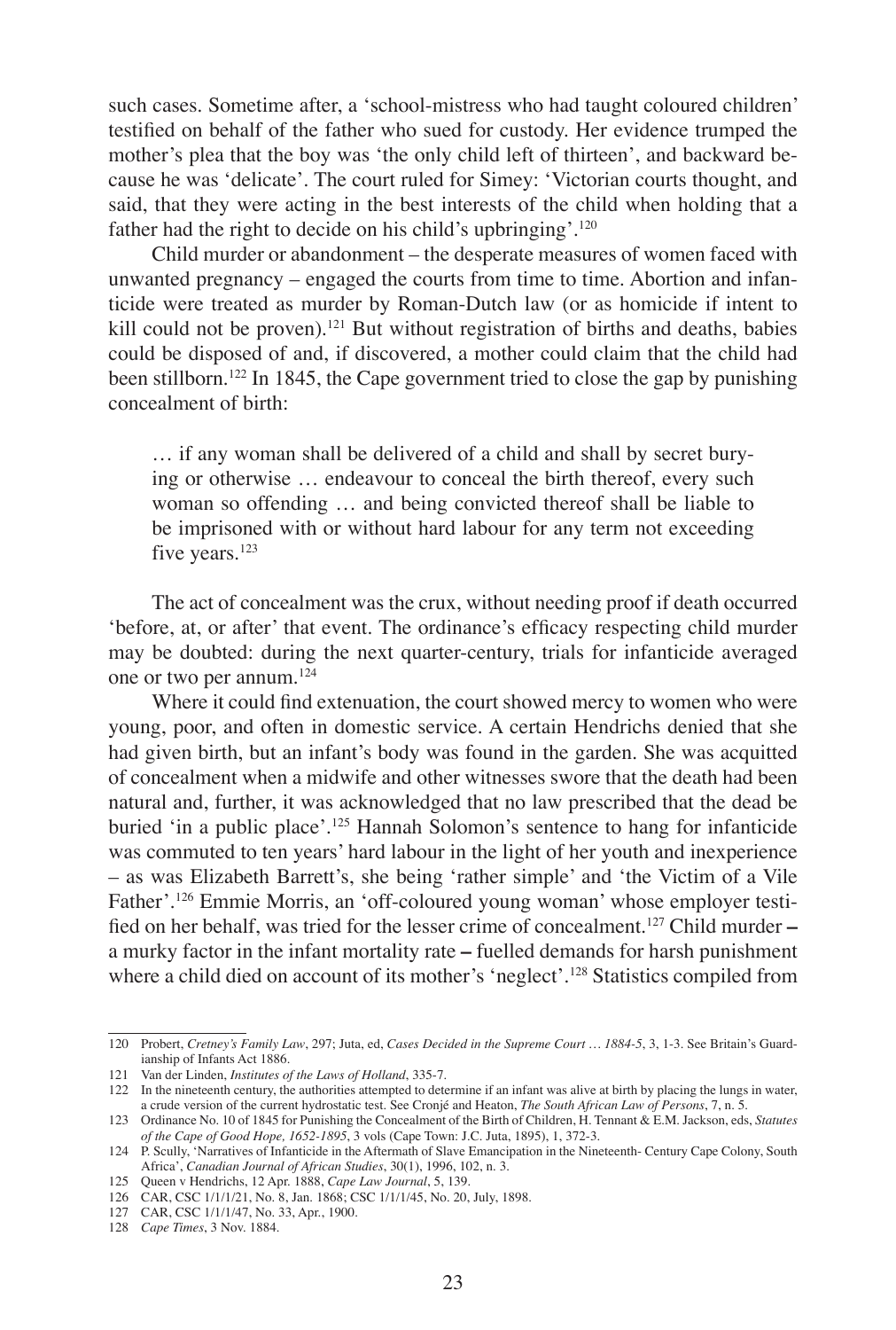such cases. Sometime after, a 'school-mistress who had taught coloured children' testified on behalf of the father who sued for custody. Her evidence trumped the mother's plea that the boy was 'the only child left of thirteen', and backward because he was 'delicate'. The court ruled for Simey: 'Victorian courts thought, and said, that they were acting in the best interests of the child when holding that a father had the right to decide on his child's upbringing'.[120]

Child murder or abandonment – the desperate measures of women faced with unwanted pregnancy – engaged the courts from time to time. Abortion and infanticide were treated as murder by Roman-Dutch law (or as homicide if intent to kill could not be proven).[121] But without registration of births and deaths, babies could be disposed of and, if discovered, a mother could claim that the child had been stillborn.[122] In 1845, the Cape government tried to close the gap by punishing concealment of birth:

> … if any woman shall be delivered of a child and shall by secret burying or otherwise … endeavour to conceal the birth thereof, every such woman so offending … and being convicted thereof shall be liable to be imprisoned with or without hard labour for any term not exceeding five years.[123]

The act of concealment was the crux, without needing proof if death occurred 'before, at, or after' that event. The ordinance's efficacy respecting child murder may be doubted: during the next quarter-century, trials for infanticide averaged one or two per annum.[124]

Where it could find extenuation, the court showed mercy to women who were young, poor, and often in domestic service. A certain Hendrichs denied that she had given birth, but an infant's body was found in the garden. She was acquitted of concealment when a midwife and other witnesses swore that the death had been natural and, further, it was acknowledged that no law prescribed that the dead be buried 'in a public place'.[125] Hannah Solomon's sentence to hang for infanticide was commuted to ten years' hard labour in the light of her youth and inexperience – as was Elizabeth Barrett's, she being 'rather simple' and 'the Victim of a Vile Father'.[126] Emmie Morris, an 'off-coloured young woman' whose employer testified on her behalf, was tried for the lesser crime of concealment.[127] Child murder – a murky factor in the infant mortality rate – fuelled demands for harsh punishment where a child died on account of its mother's 'neglect'.[128] Statistics compiled from

---

120 Probert, *Cretney's Family Law*, 297; Juta, ed, *Cases Decided in the Supreme Court … 1884-5*, 3, 1-3. See Britain's Guardianship of Infants Act 1886.

121 Van der Linden, *Institutes of the Laws of Holland*, 335-7.

122 In the nineteenth century, the authorities attempted to determine if an infant was alive at birth by placing the lungs in water, a crude version of the current hydrostatic test. See Cronjé and Heaton, *The South African Law of Persons*, 7, n. 5.

123 Ordinance No. 10 of 1845 for Punishing the Concealment of the Birth of Children, H. Tennant & E.M. Jackson, eds, *Statutes of the Cape of Good Hope, 1652-1895*, 3 vols (Cape Town: J.C. Juta, 1895), 1, 372-3.

124 P. Scully, 'Narratives of Infanticide in the Aftermath of Slave Emancipation in the Nineteenth- Century Cape Colony, South Africa', *Canadian Journal of African Studies*, 30(1), 1996, 102, n. 3.

125 Queen v Hendrichs, 12 Apr. 1888, *Cape Law Journal*, 5, 139.

126 CAR, CSC 1/1/1/21, No. 8, Jan. 1868; CSC 1/1/1/45, No. 20, July, 1898.

127 CAR, CSC 1/1/1/47, No. 33, Apr., 1900.

128 *Cape Times*, 3 Nov. 1884.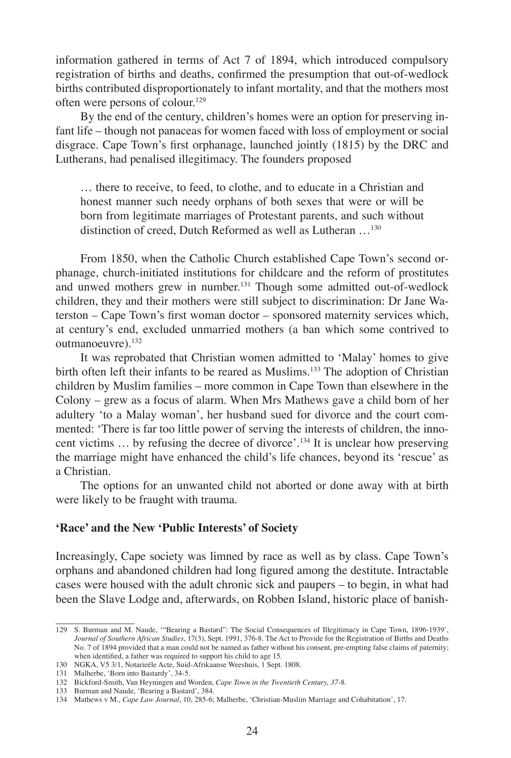information gathered in terms of Act 7 of 1894, which introduced compulsory registration of births and deaths, confirmed the presumption that out-of-wedlock births contributed disproportionately to infant mortality, and that the mothers most often were persons of colour.[129]

By the end of the century, children's homes were an option for preserving infant life – though not panaceas for women faced with loss of employment or social disgrace. Cape Town's first orphanage, launched jointly (1815) by the DRC and Lutherans, had penalised illegitimacy. The founders proposed

> … there to receive, to feed, to clothe, and to educate in a Christian and honest manner such needy orphans of both sexes that were or will be born from legitimate marriages of Protestant parents, and such without distinction of creed, Dutch Reformed as well as Lutheran …[130]

From 1850, when the Catholic Church established Cape Town's second orphanage, church-initiated institutions for childcare and the reform of prostitutes and unwed mothers grew in number.[131] Though some admitted out-of-wedlock children, they and their mothers were still subject to discrimination: Dr Jane Waterston – Cape Town's first woman doctor – sponsored maternity services which, at century's end, excluded unmarried mothers (a ban which some contrived to outmanoeuvre).[132]

It was reprobated that Christian women admitted to 'Malay' homes to give birth often left their infants to be reared as Muslims.[133] The adoption of Christian children by Muslim families – more common in Cape Town than elsewhere in the Colony – grew as a focus of alarm. When Mrs Mathews gave a child born of her adultery 'to a Malay woman', her husband sued for divorce and the court commented: 'There is far too little power of serving the interests of children, the innocent victims … by refusing the decree of divorce'.[134] It is unclear how preserving the marriage might have enhanced the child's life chances, beyond its 'rescue' as a Christian.

The options for an unwanted child not aborted or done away with at birth were likely to be fraught with trauma.

## 'Race' and the New 'Public Interests' of Society

Increasingly, Cape society was limned by race as well as by class. Cape Town's orphans and abandoned children had long figured among the destitute. Intractable cases were housed with the adult chronic sick and paupers – to begin, in what had been the Slave Lodge and, afterwards, on Robben Island, historic place of banish-

---

129 S. Burman and M. Naude, '"Bearing a Bastard": The Social Consequences of Illegitimacy in Cape Town, 1896-1939', *Journal of Southern African Studies*, 17(3), Sept. 1991, 376-8. The Act to Provide for the Registration of Births and Deaths No. 7 of 1894 provided that a man could not be named as father without his consent, pre-empting false claims of paternity; when identified, a father was required to support his child to age 15.

130 NGKA, V5 3/1, Notarieële Acte, Suid-Afrikaanse Weeshuis, 1 Sept. 1808.

131 Malherbe, 'Born into Bastardy', 34-5.

132 Bickford-Smith, Van Heyningen and Worden, *Cape Town in the Twentieth Century, 37*-8.

133 Burman and Naude, 'Bearing a Bastard', 384.

134 Mathews v M., *Cape Law Journal*, 10, 285-6; Malherbe, 'Christian-Muslim Marriage and Cohabitation', 17.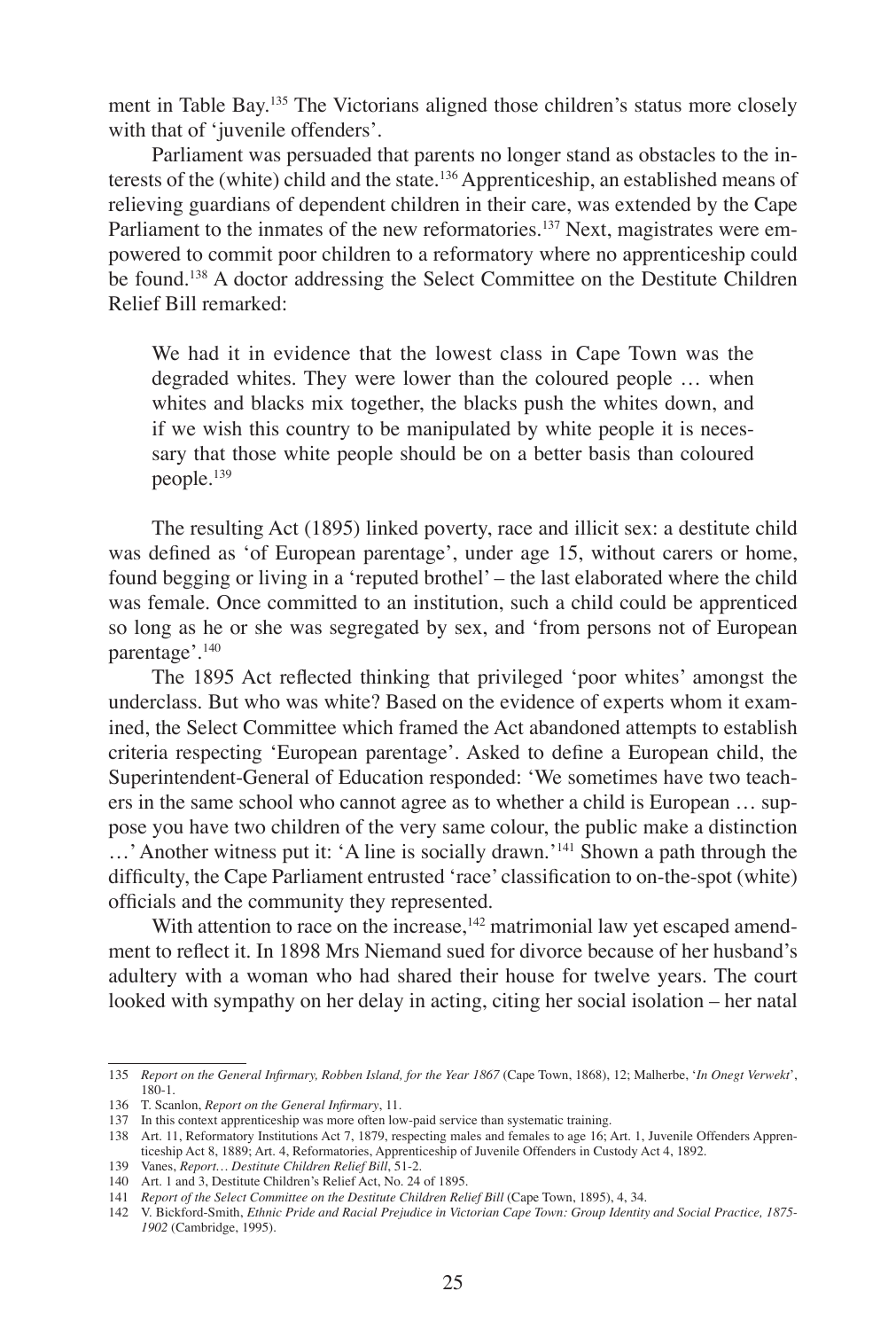ment in Table Bay.[135] The Victorians aligned those children's status more closely with that of 'juvenile offenders'.

Parliament was persuaded that parents no longer stand as obstacles to the interests of the (white) child and the state.[136] Apprenticeship, an established means of relieving guardians of dependent children in their care, was extended by the Cape Parliament to the inmates of the new reformatories.[137] Next, magistrates were empowered to commit poor children to a reformatory where no apprenticeship could be found.[138] A doctor addressing the Select Committee on the Destitute Children Relief Bill remarked:

> We had it in evidence that the lowest class in Cape Town was the degraded whites. They were lower than the coloured people … when whites and blacks mix together, the blacks push the whites down, and if we wish this country to be manipulated by white people it is necessary that those white people should be on a better basis than coloured people.[139]

The resulting Act (1895) linked poverty, race and illicit sex: a destitute child was defined as 'of European parentage', under age 15, without carers or home, found begging or living in a 'reputed brothel' – the last elaborated where the child was female. Once committed to an institution, such a child could be apprenticed so long as he or she was segregated by sex, and 'from persons not of European parentage'.[140]

The 1895 Act reflected thinking that privileged 'poor whites' amongst the underclass. But who was white? Based on the evidence of experts whom it examined, the Select Committee which framed the Act abandoned attempts to establish criteria respecting 'European parentage'. Asked to define a European child, the Superintendent-General of Education responded: 'We sometimes have two teachers in the same school who cannot agree as to whether a child is European … suppose you have two children of the very same colour, the public make a distinction …' Another witness put it: 'A line is socially drawn.'[141] Shown a path through the difficulty, the Cape Parliament entrusted 'race' classification to on-the-spot (white) officials and the community they represented.

With attention to race on the increase,[142] matrimonial law yet escaped amendment to reflect it. In 1898 Mrs Niemand sued for divorce because of her husband's adultery with a woman who had shared their house for twelve years. The court looked with sympathy on her delay in acting, citing her social isolation – her natal

---

135 *Report on the General Infirmary, Robben Island, for the Year 1867* (Cape Town, 1868), 12; Malherbe, '*In Onegt Verwekt*', 180-1.

136 T. Scanlon, *Report on the General Infirmary*, 11.

137 In this context apprenticeship was more often low-paid service than systematic training.

138 Art. 11, Reformatory Institutions Act 7, 1879, respecting males and females to age 16; Art. 1, Juvenile Offenders Apprenticeship Act 8, 1889; Art. 4, Reformatories, Apprenticeship of Juvenile Offenders in Custody Act 4, 1892.

139 Vanes, *Report… Destitute Children Relief Bill*, 51-2.

140 Art. 1 and 3, Destitute Children's Relief Act, No. 24 of 1895.

141 *Report of the Select Committee on the Destitute Children Relief Bill* (Cape Town, 1895), 4, 34.

142 V. Bickford-Smith, *Ethnic Pride and Racial Prejudice in Victorian Cape Town: Group Identity and Social Practice, 1875-1902* (Cambridge, 1995).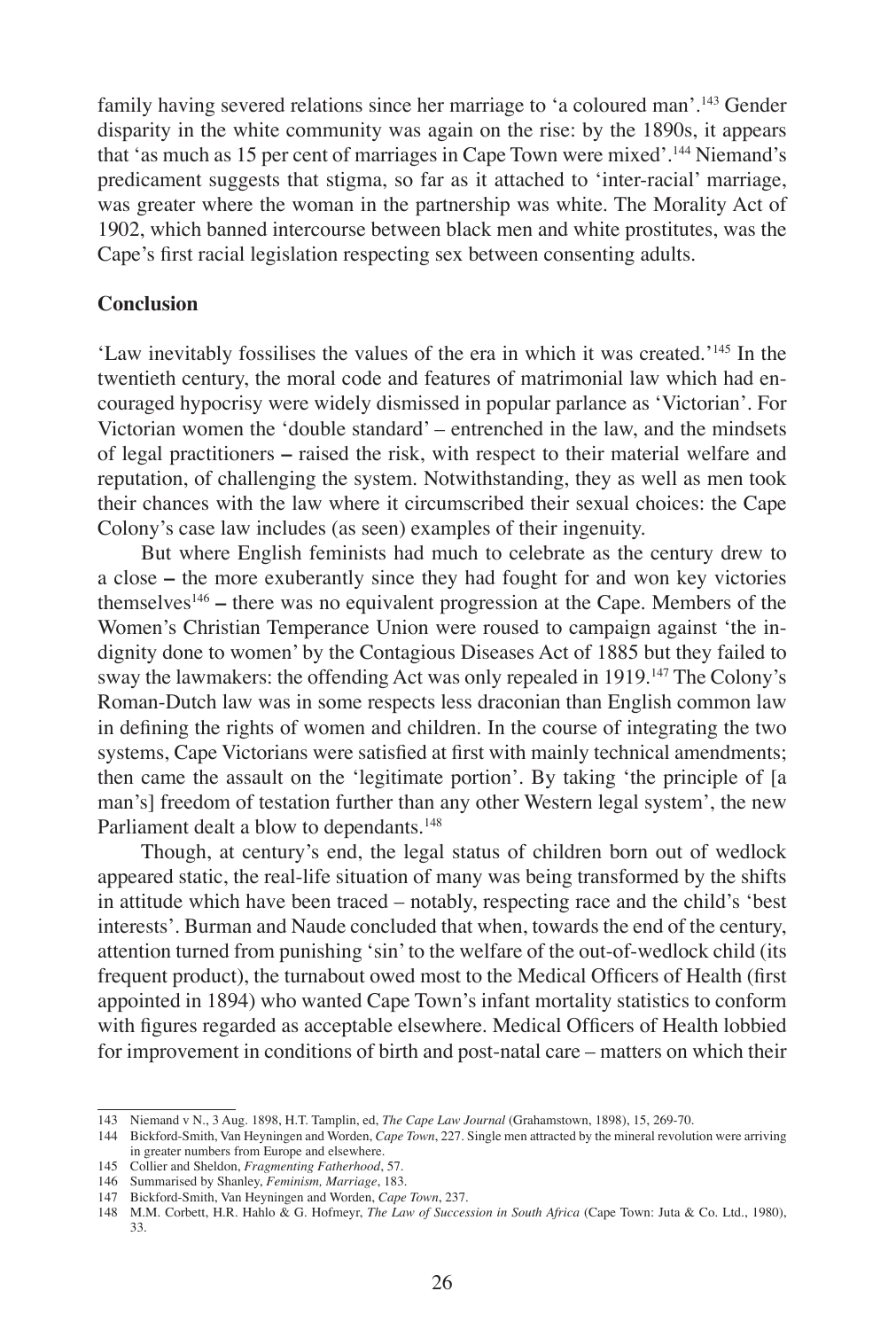family having severed relations since her marriage to 'a coloured man'.[143] Gender disparity in the white community was again on the rise: by the 1890s, it appears that 'as much as 15 per cent of marriages in Cape Town were mixed'.[144] Niemand's predicament suggests that stigma, so far as it attached to 'inter-racial' marriage, was greater where the woman in the partnership was white. The Morality Act of 1902, which banned intercourse between black men and white prostitutes, was the Cape's first racial legislation respecting sex between consenting adults.

## Conclusion

'Law inevitably fossilises the values of the era in which it was created.'[145] In the twentieth century, the moral code and features of matrimonial law which had encouraged hypocrisy were widely dismissed in popular parlance as 'Victorian'. For Victorian women the 'double standard' – entrenched in the law, and the mindsets of legal practitioners – raised the risk, with respect to their material welfare and reputation, of challenging the system. Notwithstanding, they as well as men took their chances with the law where it circumscribed their sexual choices: the Cape Colony's case law includes (as seen) examples of their ingenuity.

But where English feminists had much to celebrate as the century drew to a close – the more exuberantly since they had fought for and won key victories themselves[146] – there was no equivalent progression at the Cape. Members of the Women's Christian Temperance Union were roused to campaign against 'the indignity done to women' by the Contagious Diseases Act of 1885 but they failed to sway the lawmakers: the offending Act was only repealed in 1919.[147] The Colony's Roman-Dutch law was in some respects less draconian than English common law in defining the rights of women and children. In the course of integrating the two systems, Cape Victorians were satisfied at first with mainly technical amendments; then came the assault on the 'legitimate portion'. By taking 'the principle of [a man's] freedom of testation further than any other Western legal system', the new Parliament dealt a blow to dependants.[148]

Though, at century's end, the legal status of children born out of wedlock appeared static, the real-life situation of many was being transformed by the shifts in attitude which have been traced – notably, respecting race and the child's 'best interests'. Burman and Naude concluded that when, towards the end of the century, attention turned from punishing 'sin' to the welfare of the out-of-wedlock child (its frequent product), the turnabout owed most to the Medical Officers of Health (first appointed in 1894) who wanted Cape Town's infant mortality statistics to conform with figures regarded as acceptable elsewhere. Medical Officers of Health lobbied for improvement in conditions of birth and post-natal care – matters on which their

---

143 Niemand v N., 3 Aug. 1898, H.T. Tamplin, ed, *The Cape Law Journal* (Grahamstown, 1898), 15, 269-70.

144 Bickford-Smith, Van Heyningen and Worden, *Cape Town*, 227. Single men attracted by the mineral revolution were arriving in greater numbers from Europe and elsewhere.

145 Collier and Sheldon, *Fragmenting Fatherhood*, 57.

146 Summarised by Shanley, *Feminism, Marriage*, 183.

147 Bickford-Smith, Van Heyningen and Worden, *Cape Town*, 237.

148 M.M. Corbett, H.R. Hahlo & G. Hofmeyr, *The Law of Succession in South Africa* (Cape Town: Juta & Co. Ltd., 1980), 33.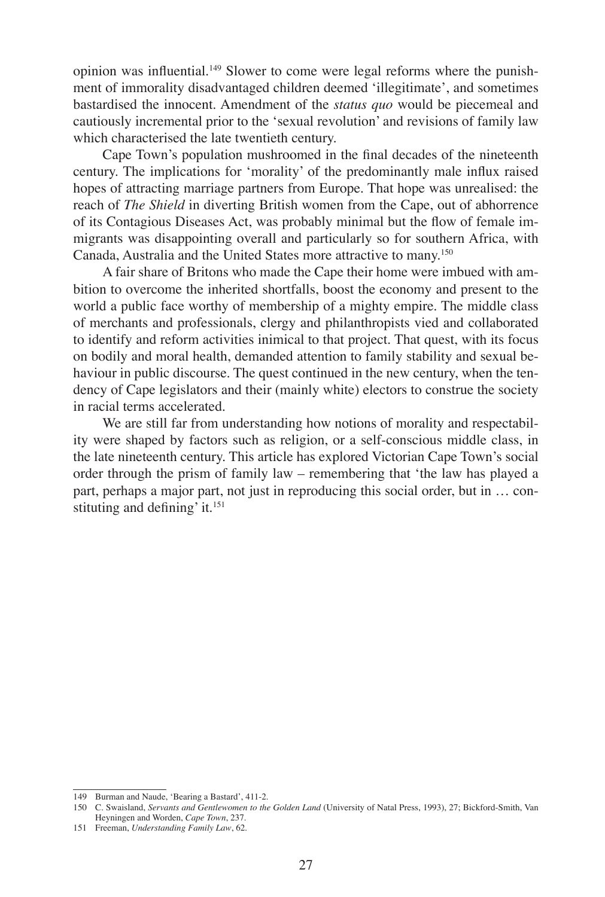opinion was influential.[149] Slower to come were legal reforms where the punishment of immorality disadvantaged children deemed 'illegitimate', and sometimes bastardised the innocent. Amendment of the *status quo* would be piecemeal and cautiously incremental prior to the 'sexual revolution' and revisions of family law which characterised the late twentieth century.

Cape Town's population mushroomed in the final decades of the nineteenth century. The implications for 'morality' of the predominantly male influx raised hopes of attracting marriage partners from Europe. That hope was unrealised: the reach of *The Shield* in diverting British women from the Cape, out of abhorrence of its Contagious Diseases Act, was probably minimal but the flow of female immigrants was disappointing overall and particularly so for southern Africa, with Canada, Australia and the United States more attractive to many.[150]

A fair share of Britons who made the Cape their home were imbued with ambition to overcome the inherited shortfalls, boost the economy and present to the world a public face worthy of membership of a mighty empire. The middle class of merchants and professionals, clergy and philanthropists vied and collaborated to identify and reform activities inimical to that project. That quest, with its focus on bodily and moral health, demanded attention to family stability and sexual behaviour in public discourse. The quest continued in the new century, when the tendency of Cape legislators and their (mainly white) electors to construe the society in racial terms accelerated.

We are still far from understanding how notions of morality and respectability were shaped by factors such as religion, or a self-conscious middle class, in the late nineteenth century. This article has explored Victorian Cape Town's social order through the prism of family law – remembering that 'the law has played a part, perhaps a major part, not just in reproducing this social order, but in … constituting and defining' it.[151]

---

149 Burman and Naude, 'Bearing a Bastard', 411-2.

150 C. Swaisland, *Servants and Gentlewomen to the Golden Land* (University of Natal Press, 1993), 27; Bickford-Smith, Van Heyningen and Worden, *Cape Town*, 237.

151 Freeman, *Understanding Family Law*, 62.